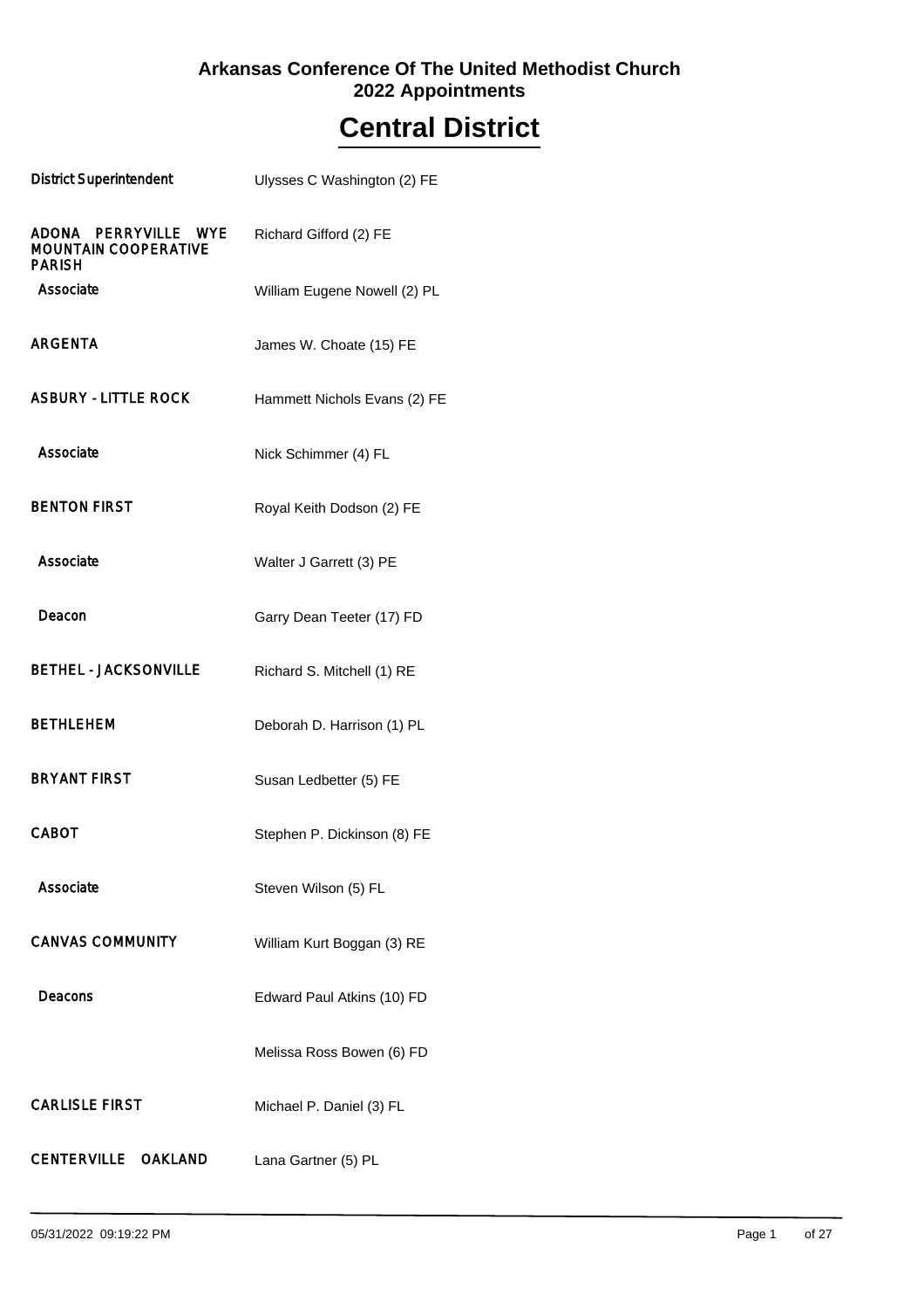**Arkansas Conference Of The United Methodist Church**
**2022 Appointments**

# Central District

| | |
|---|---|
| District Superintendent | Ulysses C Washington (2) FE |
| ADONA PERRYVILLE WYE MOUNTAIN COOPERATIVE PARISH | Richard Gifford (2) FE |
| Associate | William Eugene Nowell (2) PL |
| ARGENTA | James W. Choate (15) FE |
| ASBURY - LITTLE ROCK | Hammett Nichols Evans (2) FE |
| Associate | Nick Schimmer (4) FL |
| BENTON FIRST | Royal Keith Dodson (2) FE |
| Associate | Walter J Garrett (3) PE |
| Deacon | Garry Dean Teeter (17) FD |
| BETHEL - JACKSONVILLE | Richard S. Mitchell (1) RE |
| BETHLEHEM | Deborah D. Harrison (1) PL |
| BRYANT FIRST | Susan Ledbetter (5) FE |
| CABOT | Stephen P. Dickinson (8) FE |
| Associate | Steven Wilson (5) FL |
| CANVAS COMMUNITY | William Kurt Boggan (3) RE |
| Deacons | Edward Paul Atkins (10) FD |
| | Melissa Ross Bowen (6) FD |
| CARLISLE FIRST | Michael P. Daniel (3) FL |
| CENTERVILLE OAKLAND | Lana Gartner (5) PL |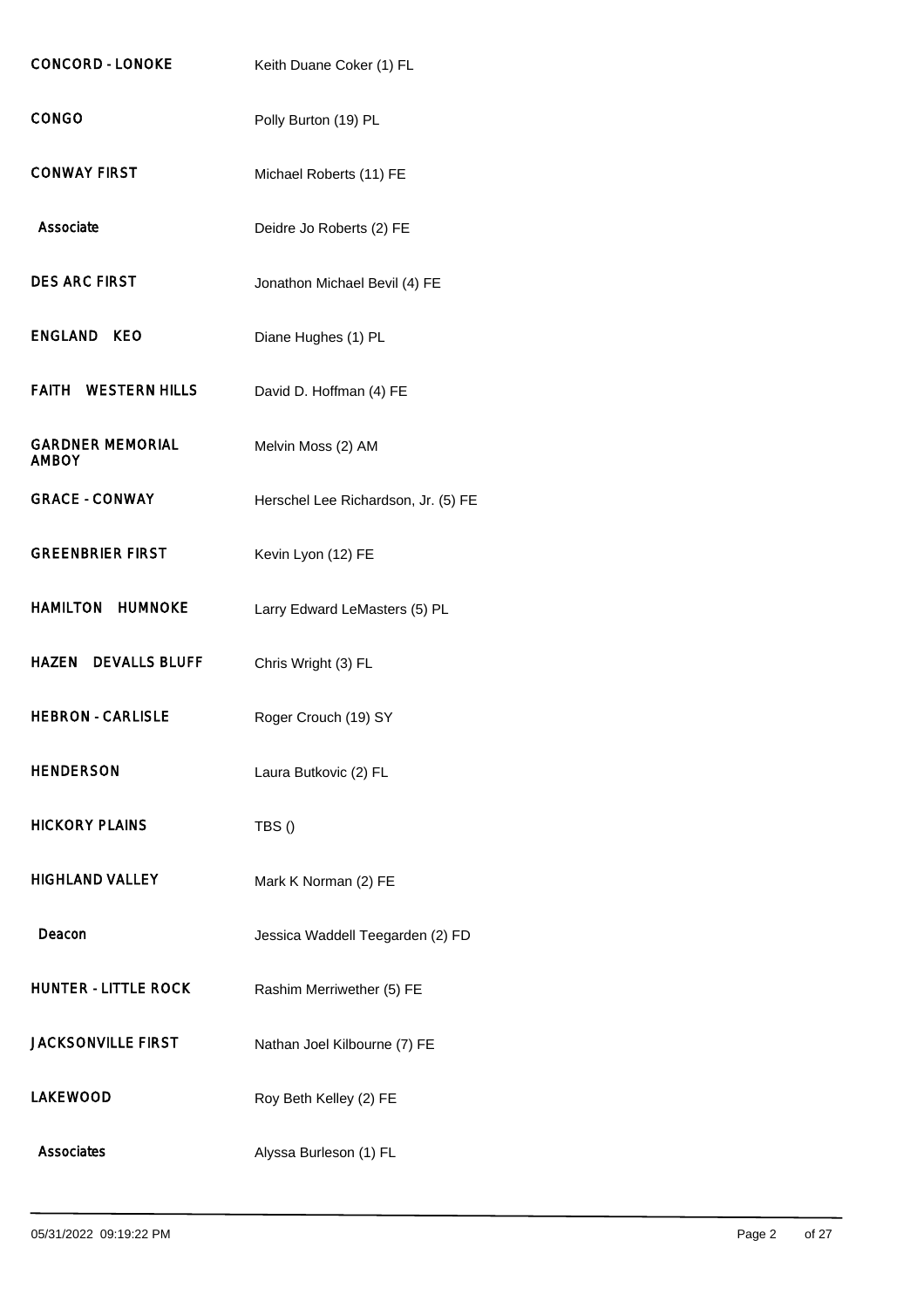| | |
|---|---|
| CONCORD - LONOKE | Keith Duane Coker (1) FL |
| CONGO | Polly Burton (19) PL |
| CONWAY FIRST | Michael Roberts (11) FE |
| Associate | Deidre Jo Roberts (2) FE |
| DES ARC FIRST | Jonathon Michael Bevil (4) FE |
| ENGLAND KEO | Diane Hughes (1) PL |
| FAITH WESTERN HILLS | David D. Hoffman (4) FE |
| GARDNER MEMORIAL AMBOY | Melvin Moss (2) AM |
| GRACE - CONWAY | Herschel Lee Richardson, Jr. (5) FE |
| GREENBRIER FIRST | Kevin Lyon (12) FE |
| HAMILTON HUMNOKE | Larry Edward LeMasters (5) PL |
| HAZEN DEVALLS BLUFF | Chris Wright (3) FL |
| HEBRON - CARLISLE | Roger Crouch (19) SY |
| HENDERSON | Laura Butkovic (2) FL |
| HICKORY PLAINS | TBS () |
| HIGHLAND VALLEY | Mark K Norman (2) FE |
| Deacon | Jessica Waddell Teegarden (2) FD |
| HUNTER - LITTLE ROCK | Rashim Merriwether (5) FE |
| JACKSONVILLE FIRST | Nathan Joel Kilbourne (7) FE |
| LAKEWOOD | Roy Beth Kelley (2) FE |
| Associates | Alyssa Burleson (1) FL |

05/31/2022 09:19:22 PM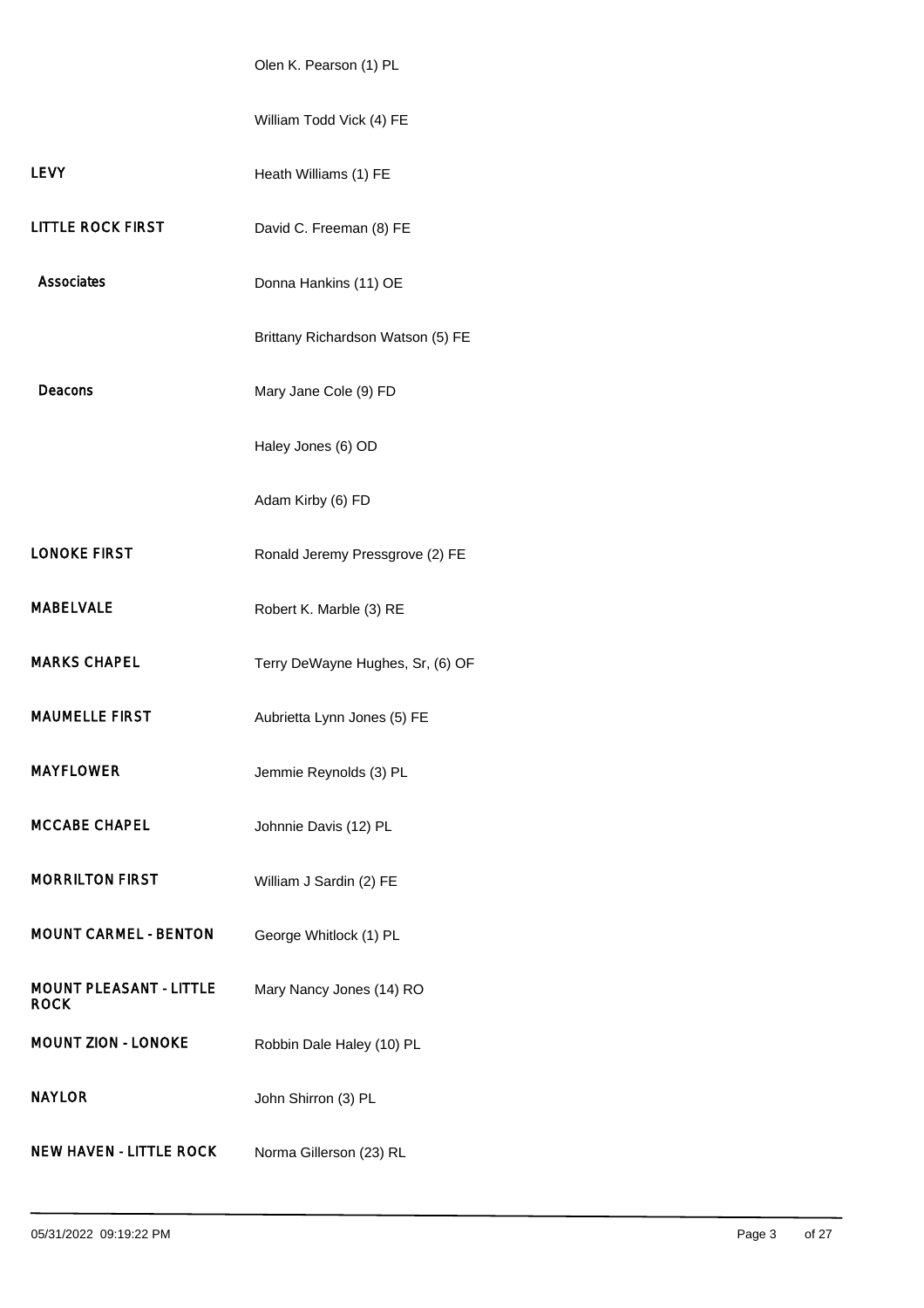| | |
|---|---|
| | Olen K. Pearson (1) PL |
| | William Todd Vick (4) FE |
| **LEVY** | Heath Williams (1) FE |
| **LITTLE ROCK FIRST** | David C. Freeman (8) FE |
| **Associates** | Donna Hankins (11) OE |
| | Brittany Richardson Watson (5) FE |
| **Deacons** | Mary Jane Cole (9) FD |
| | Haley Jones (6) OD |
| | Adam Kirby (6) FD |
| **LONOKE FIRST** | Ronald Jeremy Pressgrove (2) FE |
| **MABELVALE** | Robert K. Marble (3) RE |
| **MARKS CHAPEL** | Terry DeWayne Hughes, Sr, (6) OF |
| **MAUMELLE FIRST** | Aubrietta Lynn Jones (5) FE |
| **MAYFLOWER** | Jemmie Reynolds (3) PL |
| **MCCABE CHAPEL** | Johnnie Davis (12) PL |
| **MORRILTON FIRST** | William J Sardin (2) FE |
| **MOUNT CARMEL - BENTON** | George Whitlock (1) PL |
| **MOUNT PLEASANT - LITTLE ROCK** | Mary Nancy Jones (14) RO |
| **MOUNT ZION - LONOKE** | Robbin Dale Haley (10) PL |
| **NAYLOR** | John Shirron (3) PL |
| **NEW HAVEN - LITTLE ROCK** | Norma Gillerson (23) RL |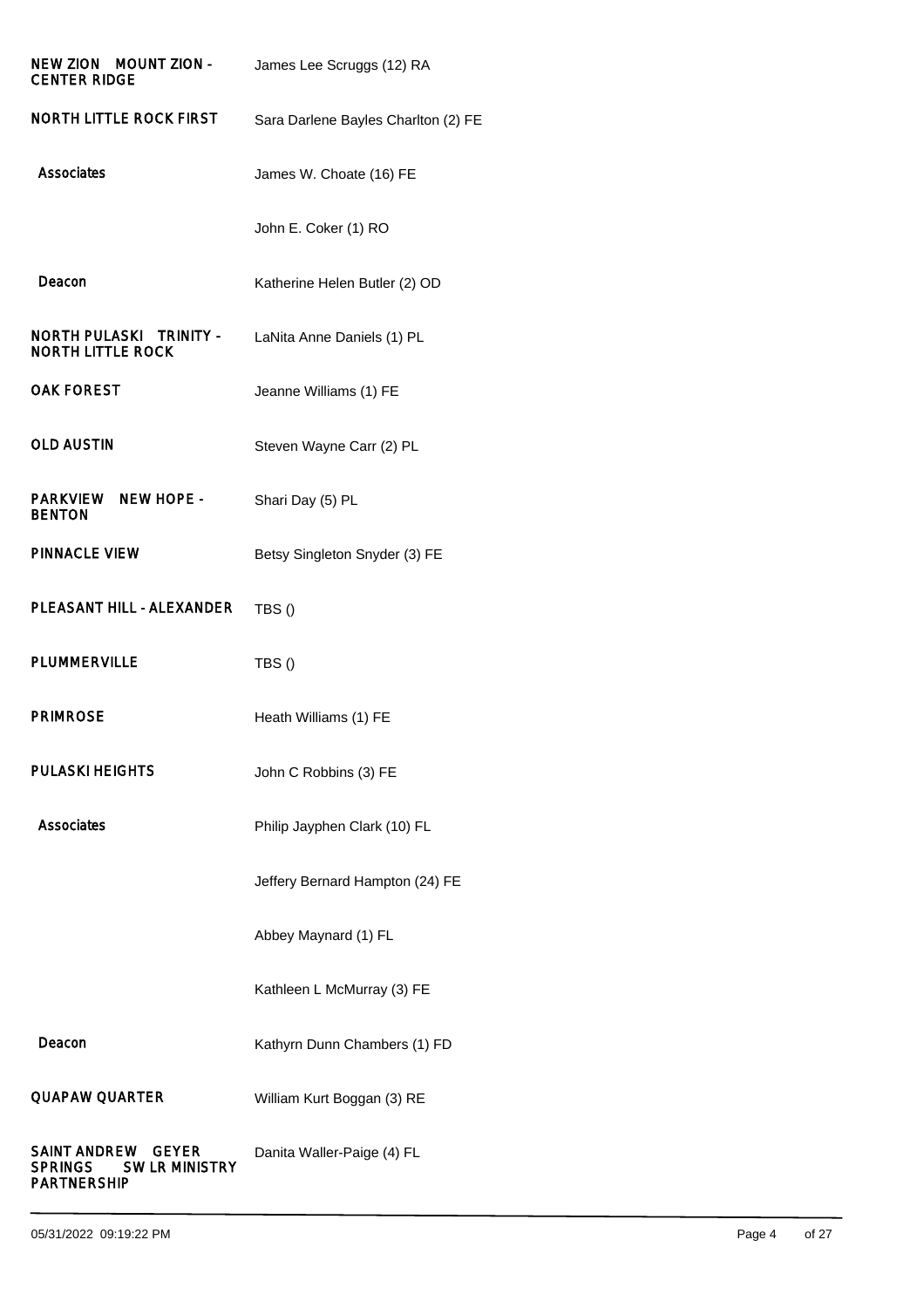| | |
|---|---|
| **NEW ZION MOUNT ZION - CENTER RIDGE** | James Lee Scruggs (12) RA |
| **NORTH LITTLE ROCK FIRST** | Sara Darlene Bayles Charlton (2) FE |
| **Associates** | James W. Choate (16) FE |
| | John E. Coker (1) RO |
| **Deacon** | Katherine Helen Butler (2) OD |
| **NORTH PULASKI TRINITY - NORTH LITTLE ROCK** | LaNita Anne Daniels (1) PL |
| **OAK FOREST** | Jeanne Williams (1) FE |
| **OLD AUSTIN** | Steven Wayne Carr (2) PL |
| **PARKVIEW NEW HOPE - BENTON** | Shari Day (5) PL |
| **PINNACLE VIEW** | Betsy Singleton Snyder (3) FE |
| **PLEASANT HILL - ALEXANDER** | TBS () |
| **PLUMMERVILLE** | TBS () |
| **PRIMROSE** | Heath Williams (1) FE |
| **PULASKI HEIGHTS** | John C Robbins (3) FE |
| **Associates** | Philip Jayphen Clark (10) FL |
| | Jeffery Bernard Hampton (24) FE |
| | Abbey Maynard (1) FL |
| | Kathleen L McMurray (3) FE |
| **Deacon** | Kathyrn Dunn Chambers (1) FD |
| **QUAPAW QUARTER** | William Kurt Boggan (3) RE |
| **SAINT ANDREW GEYER SPRINGS SW LR MINISTRY PARTNERSHIP** | Danita Waller-Paige (4) FL |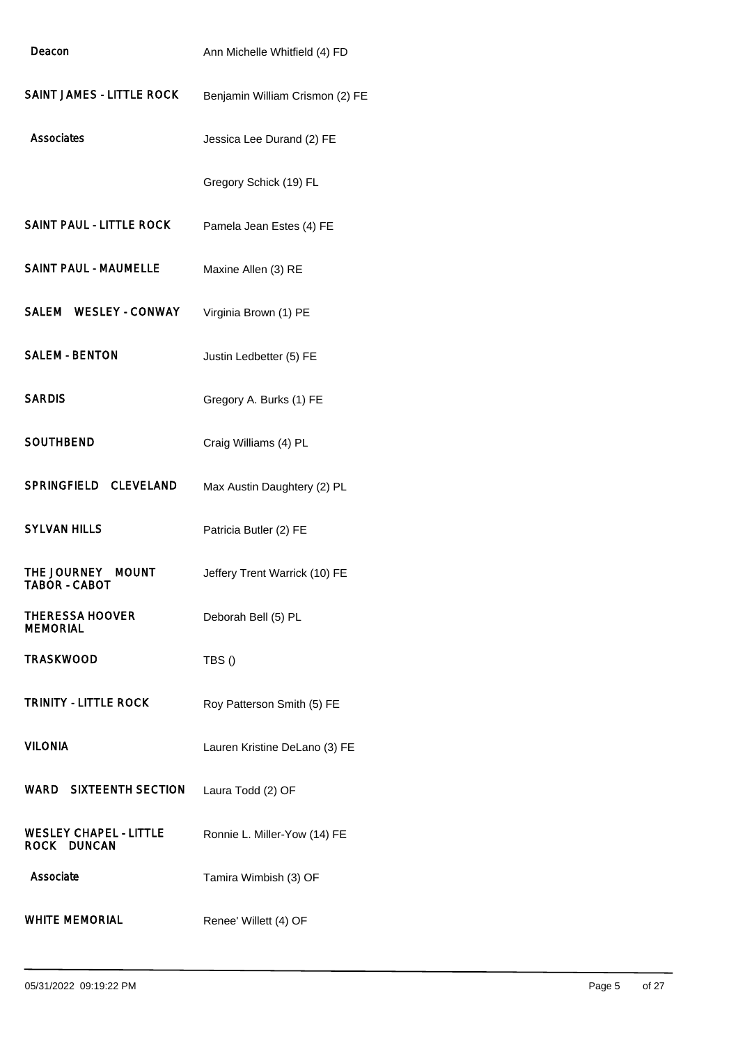| | |
|---|---|
| Deacon | Ann Michelle Whitfield (4) FD |
| SAINT JAMES - LITTLE ROCK | Benjamin William Crismon (2) FE |
| Associates | Jessica Lee Durand (2) FE |
| | Gregory Schick (19) FL |
| SAINT PAUL - LITTLE ROCK | Pamela Jean Estes (4) FE |
| SAINT PAUL - MAUMELLE | Maxine Allen (3) RE |
| SALEM WESLEY - CONWAY | Virginia Brown (1) PE |
| SALEM - BENTON | Justin Ledbetter (5) FE |
| SARDIS | Gregory A. Burks (1) FE |
| SOUTHBEND | Craig Williams (4) PL |
| SPRINGFIELD CLEVELAND | Max Austin Daughtery (2) PL |
| SYLVAN HILLS | Patricia Butler (2) FE |
| THE JOURNEY MOUNT TABOR - CABOT | Jeffery Trent Warrick (10) FE |
| THERESSA HOOVER MEMORIAL | Deborah Bell (5) PL |
| TRASKWOOD | TBS () |
| TRINITY - LITTLE ROCK | Roy Patterson Smith (5) FE |
| VILONIA | Lauren Kristine DeLano (3) FE |
| WARD SIXTEENTH SECTION | Laura Todd (2) OF |
| WESLEY CHAPEL - LITTLE ROCK DUNCAN | Ronnie L. Miller-Yow (14) FE |
| Associate | Tamira Wimbish (3) OF |
| WHITE MEMORIAL | Renee' Willett (4) OF |

05/31/2022 09:19:22 PM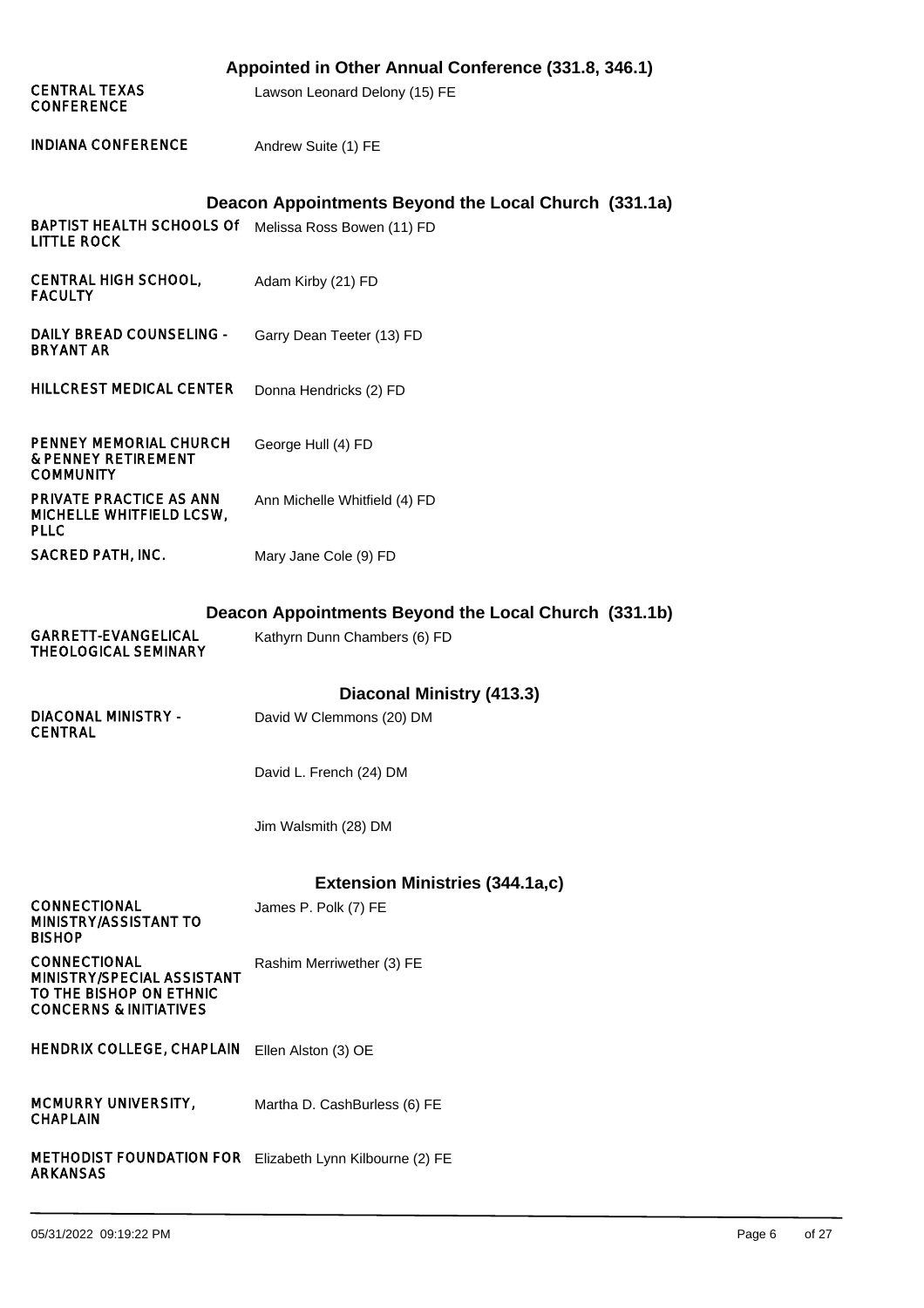## Appointed in Other Annual Conference (331.8, 346.1)

| | |
|---|---|
| CENTRAL TEXAS CONFERENCE | Lawson Leonard Delony (15) FE |
| INDIANA CONFERENCE | Andrew Suite (1) FE |

## Deacon Appointments Beyond the Local Church (331.1a)

| | |
|---|---|
| BAPTIST HEALTH SCHOOLS Of LITTLE ROCK | Melissa Ross Bowen (11) FD |
| CENTRAL HIGH SCHOOL, FACULTY | Adam Kirby (21) FD |
| DAILY BREAD COUNSELING - BRYANT AR | Garry Dean Teeter (13) FD |
| HILLCREST MEDICAL CENTER | Donna Hendricks (2) FD |
| PENNEY MEMORIAL CHURCH & PENNEY RETIREMENT COMMUNITY | George Hull (4) FD |
| PRIVATE PRACTICE AS ANN MICHELLE WHITFIELD LCSW, PLLC | Ann Michelle Whitfield (4) FD |
| SACRED PATH, INC. | Mary Jane Cole (9) FD |

## Deacon Appointments Beyond the Local Church (331.1b)

| | |
|---|---|
| GARRETT-EVANGELICAL THEOLOGICAL SEMINARY | Kathyrn Dunn Chambers (6) FD |

## Diaconal Ministry (413.3)

| | |
|---|---|
| DIACONAL MINISTRY - CENTRAL | David W Clemmons (20) DM |
| | David L. French (24) DM |
| | Jim Walsmith (28) DM |

## Extension Ministries (344.1a,c)

| | |
|---|---|
| CONNECTIONAL MINISTRY/ASSISTANT TO BISHOP | James P. Polk (7) FE |
| CONNECTIONAL MINISTRY/SPECIAL ASSISTANT TO THE BISHOP ON ETHNIC CONCERNS & INITIATIVES | Rashim Merriwether (3) FE |
| HENDRIX COLLEGE, CHAPLAIN | Ellen Alston (3) OE |
| MCMURRY UNIVERSITY, CHAPLAIN | Martha D. CashBurless (6) FE |
| METHODIST FOUNDATION FOR ARKANSAS | Elizabeth Lynn Kilbourne (2) FE |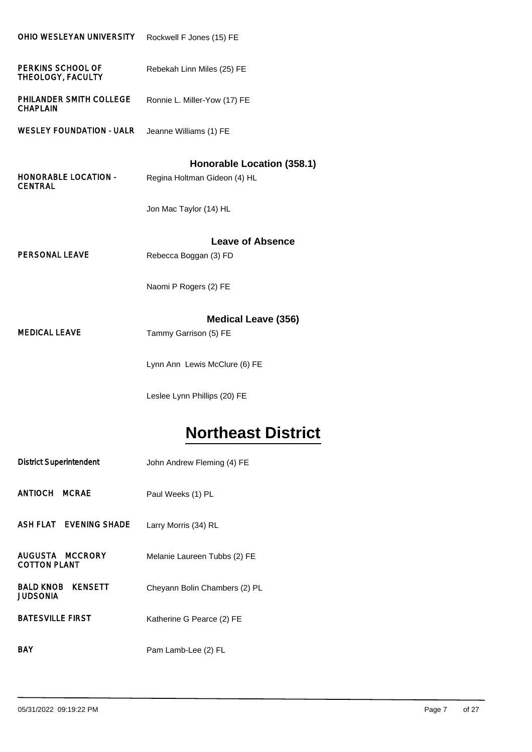| | |
|---|---|
| OHIO WESLEYAN UNIVERSITY | Rockwell F Jones (15) FE |
| PERKINS SCHOOL OF THEOLOGY, FACULTY | Rebekah Linn Miles (25) FE |
| PHILANDER SMITH COLLEGE CHAPLAIN | Ronnie L. Miller-Yow (17) FE |
| WESLEY FOUNDATION - UALR | Jeanne Williams (1) FE |

### Honorable Location (358.1)

| | |
|---|---|
| HONORABLE LOCATION - CENTRAL | Regina Holtman Gideon (4) HL |
| | Jon Mac Taylor (14) HL |

### Leave of Absence

| | |
|---|---|
| PERSONAL LEAVE | Rebecca Boggan (3) FD |
| | Naomi P Rogers (2) FE |

### Medical Leave (356)

| | |
|---|---|
| MEDICAL LEAVE | Tammy Garrison (5) FE |
| | Lynn Ann Lewis McClure (6) FE |
| | Leslee Lynn Phillips (20) FE |

## Northeast District

| | |
|---|---|
| District Superintendent | John Andrew Fleming (4) FE |
| ANTIOCH MCRAE | Paul Weeks (1) PL |
| ASH FLAT EVENING SHADE | Larry Morris (34) RL |
| AUGUSTA MCCRORY COTTON PLANT | Melanie Laureen Tubbs (2) FE |
| BALD KNOB KENSETT JUDSONIA | Cheyann Bolin Chambers (2) PL |
| BATESVILLE FIRST | Katherine G Pearce (2) FE |
| BAY | Pam Lamb-Lee (2) FL |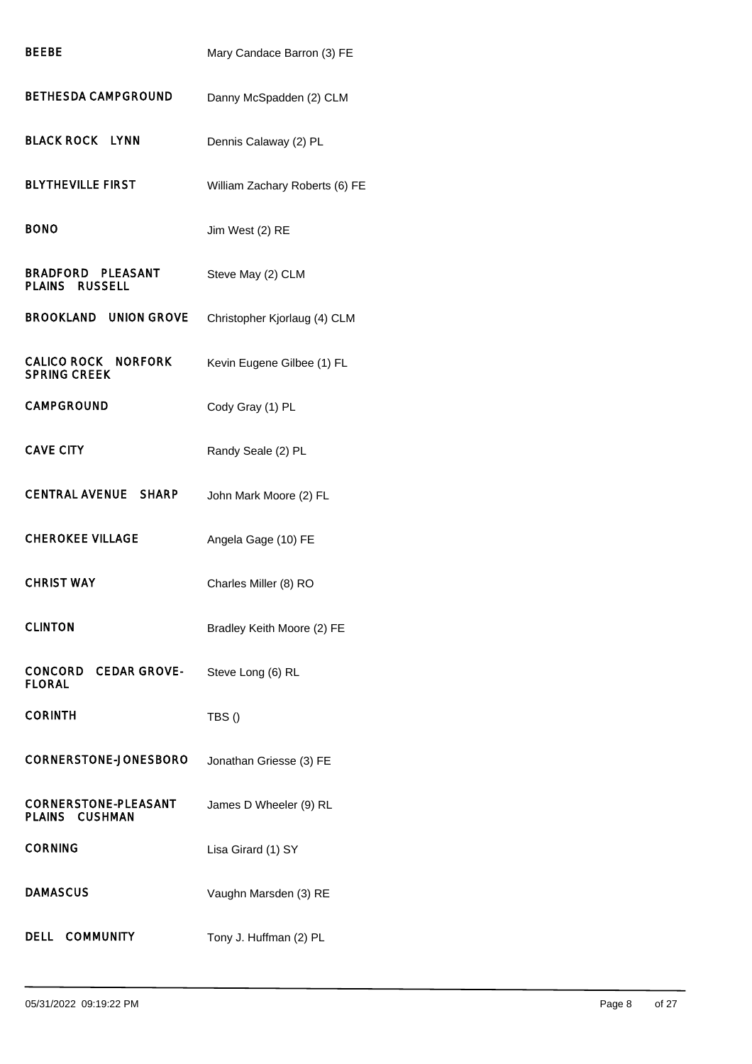| | |
|---|---|
| BEEBE | Mary Candace Barron (3) FE |
| BETHESDA CAMPGROUND | Danny McSpadden (2) CLM |
| BLACK ROCK LYNN | Dennis Calaway (2) PL |
| BLYTHEVILLE FIRST | William Zachary Roberts (6) FE |
| BONO | Jim West (2) RE |
| BRADFORD PLEASANT PLAINS RUSSELL | Steve May (2) CLM |
| BROOKLAND UNION GROVE | Christopher Kjorlaug (4) CLM |
| CALICO ROCK NORFORK SPRING CREEK | Kevin Eugene Gilbee (1) FL |
| CAMPGROUND | Cody Gray (1) PL |
| CAVE CITY | Randy Seale (2) PL |
| CENTRAL AVENUE SHARP | John Mark Moore (2) FL |
| CHEROKEE VILLAGE | Angela Gage (10) FE |
| CHRIST WAY | Charles Miller (8) RO |
| CLINTON | Bradley Keith Moore (2) FE |
| CONCORD CEDAR GROVE-FLORAL | Steve Long (6) RL |
| CORINTH | TBS () |
| CORNERSTONE-JONESBORO | Jonathan Griesse (3) FE |
| CORNERSTONE-PLEASANT PLAINS CUSHMAN | James D Wheeler (9) RL |
| CORNING | Lisa Girard (1) SY |
| DAMASCUS | Vaughn Marsden (3) RE |
| DELL COMMUNITY | Tony J. Huffman (2) PL |

05/31/2022 09:19:22 PM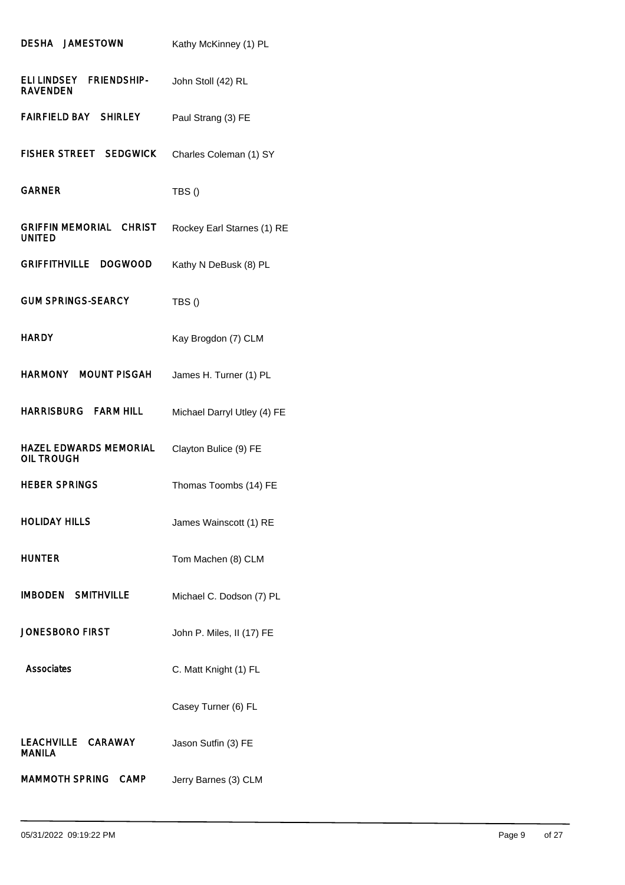| Church | Appointment |
| --- | --- |
| DESHA JAMESTOWN | Kathy McKinney (1) PL |
| ELI LINDSEY FRIENDSHIP-RAVENDEN | John Stoll (42) RL |
| FAIRFIELD BAY SHIRLEY | Paul Strang (3) FE |
| FISHER STREET SEDGWICK | Charles Coleman (1) SY |
| GARNER | TBS () |
| GRIFFIN MEMORIAL CHRIST UNITED | Rockey Earl Starnes (1) RE |
| GRIFFITHVILLE DOGWOOD | Kathy N DeBusk (8) PL |
| GUM SPRINGS-SEARCY | TBS () |
| HARDY | Kay Brogdon (7) CLM |
| HARMONY MOUNT PISGAH | James H. Turner (1) PL |
| HARRISBURG FARM HILL | Michael Darryl Utley (4) FE |
| HAZEL EDWARDS MEMORIAL OIL TROUGH | Clayton Bulice (9) FE |
| HEBER SPRINGS | Thomas Toombs (14) FE |
| HOLIDAY HILLS | James Wainscott (1) RE |
| HUNTER | Tom Machen (8) CLM |
| IMBODEN SMITHVILLE | Michael C. Dodson (7) PL |
| JONESBORO FIRST | John P. Miles, II (17) FE |
| Associates | C. Matt Knight (1) FL |
| | Casey Turner (6) FL |
| LEACHVILLE CARAWAY MANILA | Jason Sutfin (3) FE |
| MAMMOTH SPRING CAMP | Jerry Barnes (3) CLM |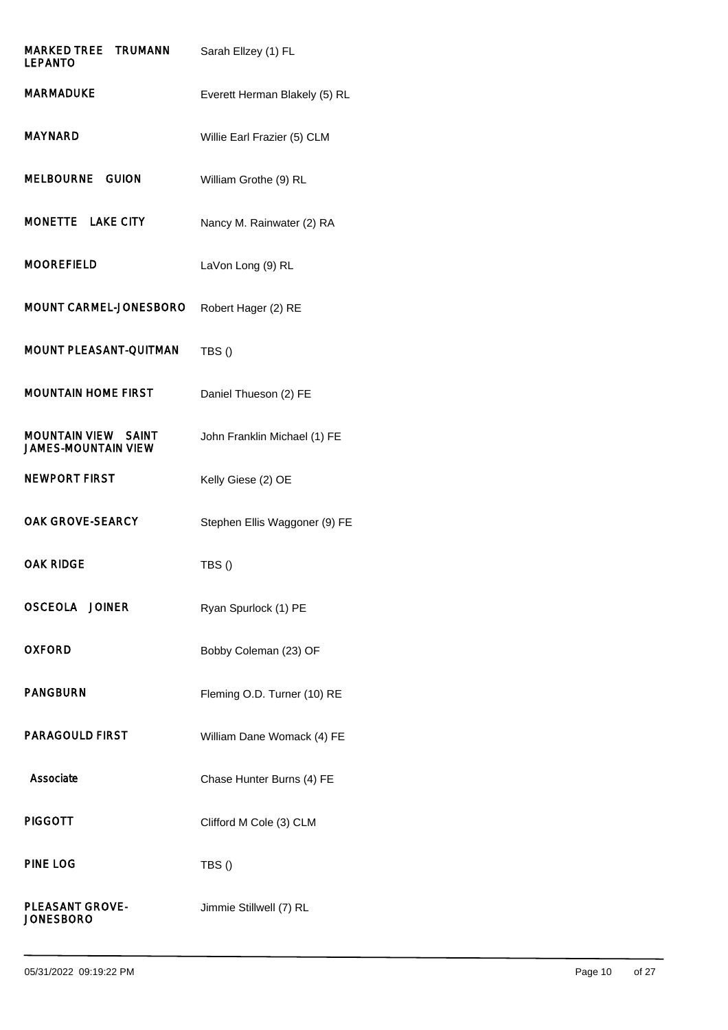| | |
|---|---|
| MARKED TREE TRUMANN LEPANTO | Sarah Ellzey (1) FL |
| MARMADUKE | Everett Herman Blakely (5) RL |
| MAYNARD | Willie Earl Frazier (5) CLM |
| MELBOURNE GUION | William Grothe (9) RL |
| MONETTE LAKE CITY | Nancy M. Rainwater (2) RA |
| MOOREFIELD | LaVon Long (9) RL |
| MOUNT CARMEL-JONESBORO | Robert Hager (2) RE |
| MOUNT PLEASANT-QUITMAN | TBS () |
| MOUNTAIN HOME FIRST | Daniel Thueson (2) FE |
| MOUNTAIN VIEW SAINT JAMES-MOUNTAIN VIEW | John Franklin Michael (1) FE |
| NEWPORT FIRST | Kelly Giese (2) OE |
| OAK GROVE-SEARCY | Stephen Ellis Waggoner (9) FE |
| OAK RIDGE | TBS () |
| OSCEOLA JOINER | Ryan Spurlock (1) PE |
| OXFORD | Bobby Coleman (23) OF |
| PANGBURN | Fleming O.D. Turner (10) RE |
| PARAGOULD FIRST | William Dane Womack (4) FE |
| Associate | Chase Hunter Burns (4) FE |
| PIGGOTT | Clifford M Cole (3) CLM |
| PINE LOG | TBS () |
| PLEASANT GROVE-JONESBORO | Jimmie Stillwell (7) RL |

05/31/2022 09:19:22 PM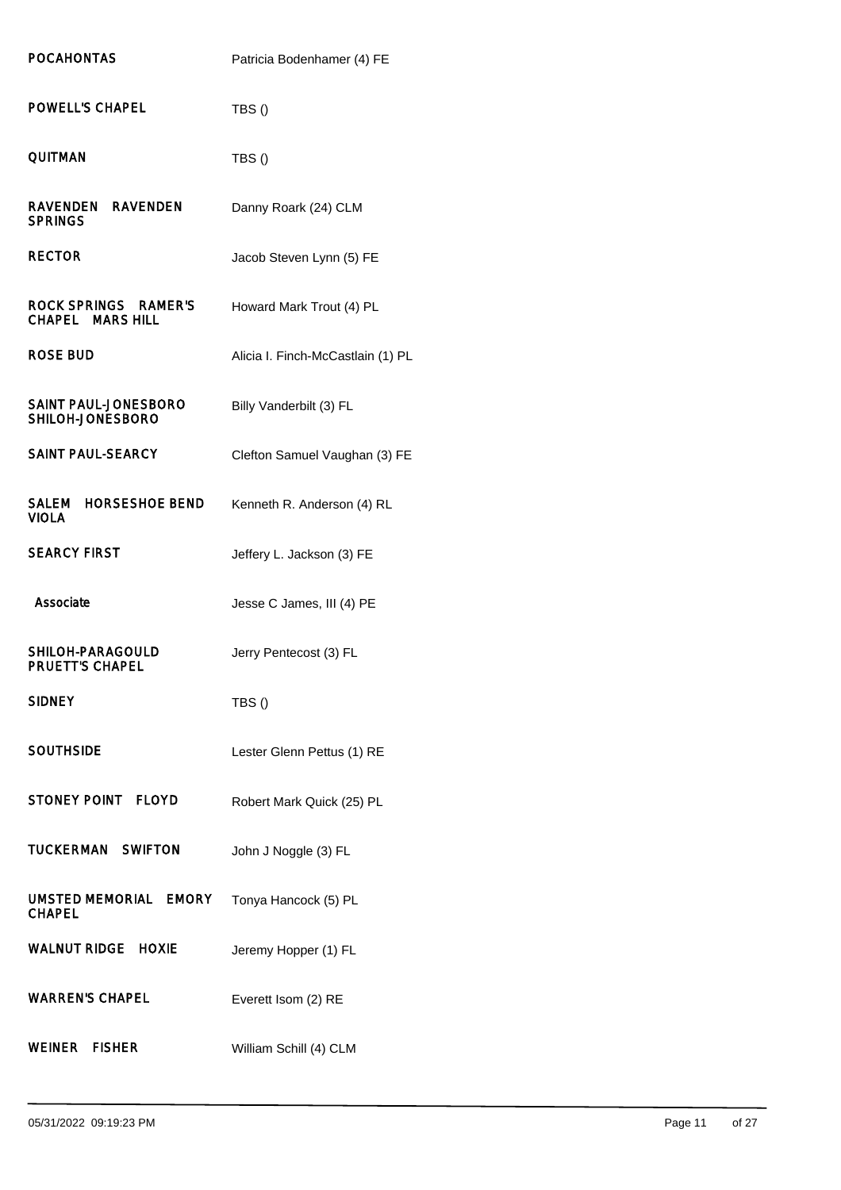| Church | Appointment |
| --- | --- |
| POCAHONTAS | Patricia Bodenhamer (4) FE |
| POWELL'S CHAPEL | TBS () |
| QUITMAN | TBS () |
| RAVENDEN RAVENDEN SPRINGS | Danny Roark (24) CLM |
| RECTOR | Jacob Steven Lynn (5) FE |
| ROCK SPRINGS RAMER'S CHAPEL MARS HILL | Howard Mark Trout (4) PL |
| ROSE BUD | Alicia I. Finch-McCastlain (1) PL |
| SAINT PAUL-JONESBORO SHILOH-JONESBORO | Billy Vanderbilt (3) FL |
| SAINT PAUL-SEARCY | Clefton Samuel Vaughan (3) FE |
| SALEM HORSESHOE BEND VIOLA | Kenneth R. Anderson (4) RL |
| SEARCY FIRST | Jeffery L. Jackson (3) FE |
| Associate | Jesse C James, III (4) PE |
| SHILOH-PARAGOULD PRUETT'S CHAPEL | Jerry Pentecost (3) FL |
| SIDNEY | TBS () |
| SOUTHSIDE | Lester Glenn Pettus (1) RE |
| STONEY POINT FLOYD | Robert Mark Quick (25) PL |
| TUCKERMAN SWIFTON | John J Noggle (3) FL |
| UMSTED MEMORIAL EMORY CHAPEL | Tonya Hancock (5) PL |
| WALNUT RIDGE HOXIE | Jeremy Hopper (1) FL |
| WARREN'S CHAPEL | Everett Isom (2) RE |
| WEINER FISHER | William Schill (4) CLM |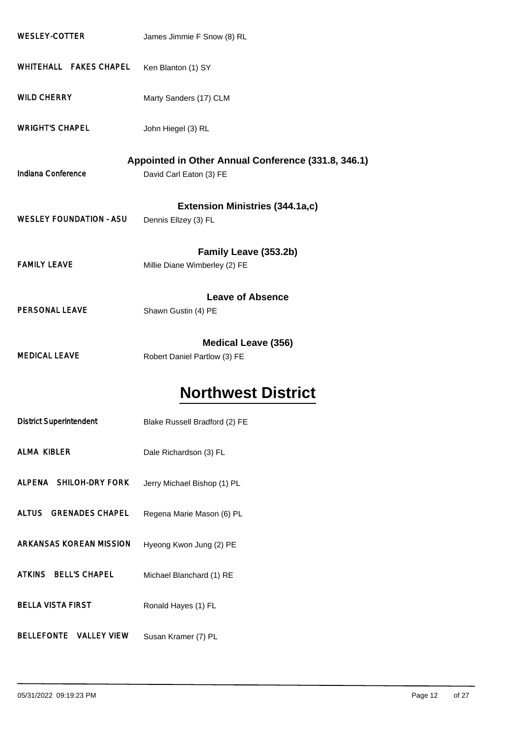| | |
|---|---|
| WESLEY-COTTER | James Jimmie F Snow (8) RL |
| WHITEHALL FAKES CHAPEL | Ken Blanton (1) SY |
| WILD CHERRY | Marty Sanders (17) CLM |
| WRIGHT'S CHAPEL | John Hiegel (3) RL |

### Appointed in Other Annual Conference (331.8, 346.1)

| | |
|---|---|
| Indiana Conference | David Carl Eaton (3) FE |

### Extension Ministries (344.1a,c)

| | |
|---|---|
| WESLEY FOUNDATION - ASU | Dennis Ellzey (3) FL |

### Family Leave (353.2b)

| | |
|---|---|
| FAMILY LEAVE | Millie Diane Wimberley (2) FE |

### Leave of Absence

| | |
|---|---|
| PERSONAL LEAVE | Shawn Gustin (4) PE |

### Medical Leave (356)

| | |
|---|---|
| MEDICAL LEAVE | Robert Daniel Partlow (3) FE |

## Northwest District

| | |
|---|---|
| District Superintendent | Blake Russell Bradford (2) FE |
| ALMA KIBLER | Dale Richardson (3) FL |
| ALPENA SHILOH-DRY FORK | Jerry Michael Bishop (1) PL |
| ALTUS GRENADES CHAPEL | Regena Marie Mason (6) PL |
| ARKANSAS KOREAN MISSION | Hyeong Kwon Jung (2) PE |
| ATKINS BELL'S CHAPEL | Michael Blanchard (1) RE |
| BELLA VISTA FIRST | Ronald Hayes (1) FL |
| BELLEFONTE VALLEY VIEW | Susan Kramer (7) PL |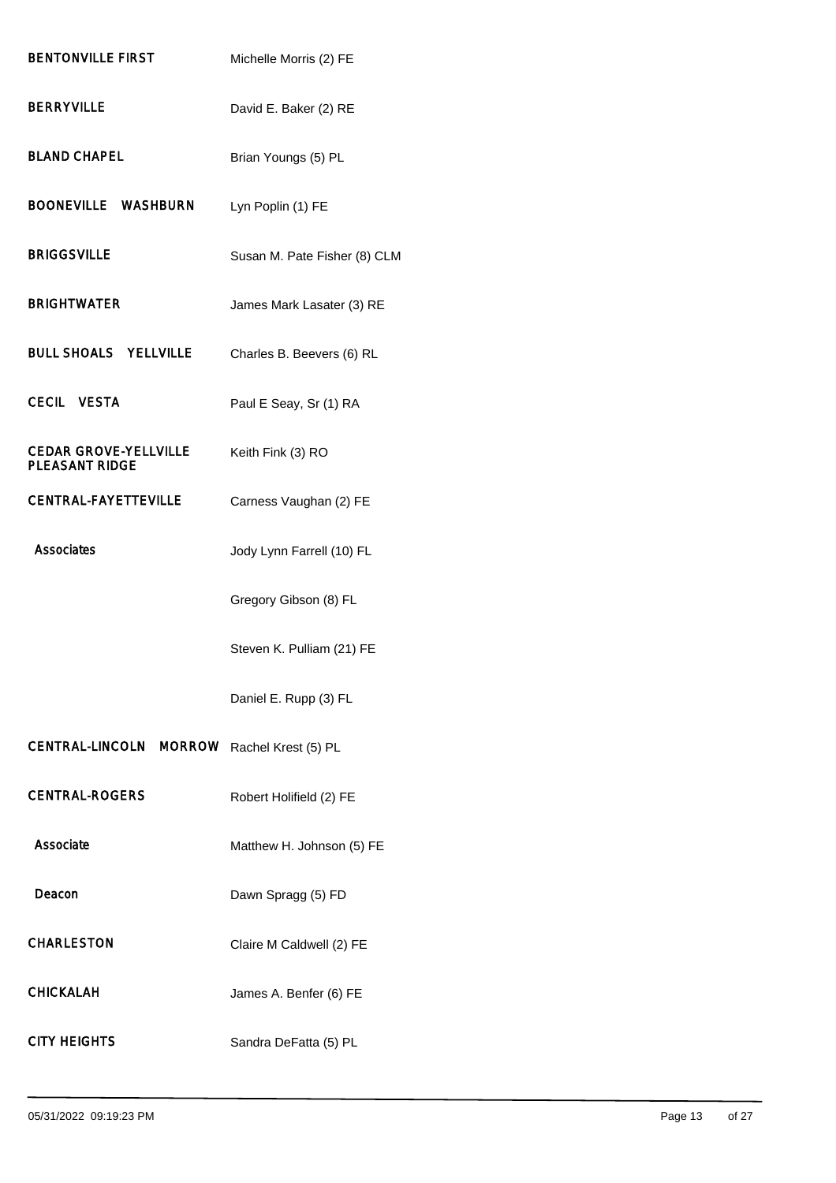| | |
|---|---|
| BENTONVILLE FIRST | Michelle Morris (2) FE |
| BERRYVILLE | David E. Baker (2) RE |
| BLAND CHAPEL | Brian Youngs (5) PL |
| BOONEVILLE WASHBURN | Lyn Poplin (1) FE |
| BRIGGSVILLE | Susan M. Pate Fisher (8) CLM |
| BRIGHTWATER | James Mark Lasater (3) RE |
| BULL SHOALS YELLVILLE | Charles B. Beevers (6) RL |
| CECIL VESTA | Paul E Seay, Sr (1) RA |
| CEDAR GROVE-YELLVILLE PLEASANT RIDGE | Keith Fink (3) RO |
| CENTRAL-FAYETTEVILLE | Carness Vaughan (2) FE |
| Associates | Jody Lynn Farrell (10) FL |
| | Gregory Gibson (8) FL |
| | Steven K. Pulliam (21) FE |
| | Daniel E. Rupp (3) FL |
| CENTRAL-LINCOLN MORROW | Rachel Krest (5) PL |
| CENTRAL-ROGERS | Robert Holifield (2) FE |
| Associate | Matthew H. Johnson (5) FE |
| Deacon | Dawn Spragg (5) FD |
| CHARLESTON | Claire M Caldwell (2) FE |
| CHICKALAH | James A. Benfer (6) FE |
| CITY HEIGHTS | Sandra DeFatta (5) PL |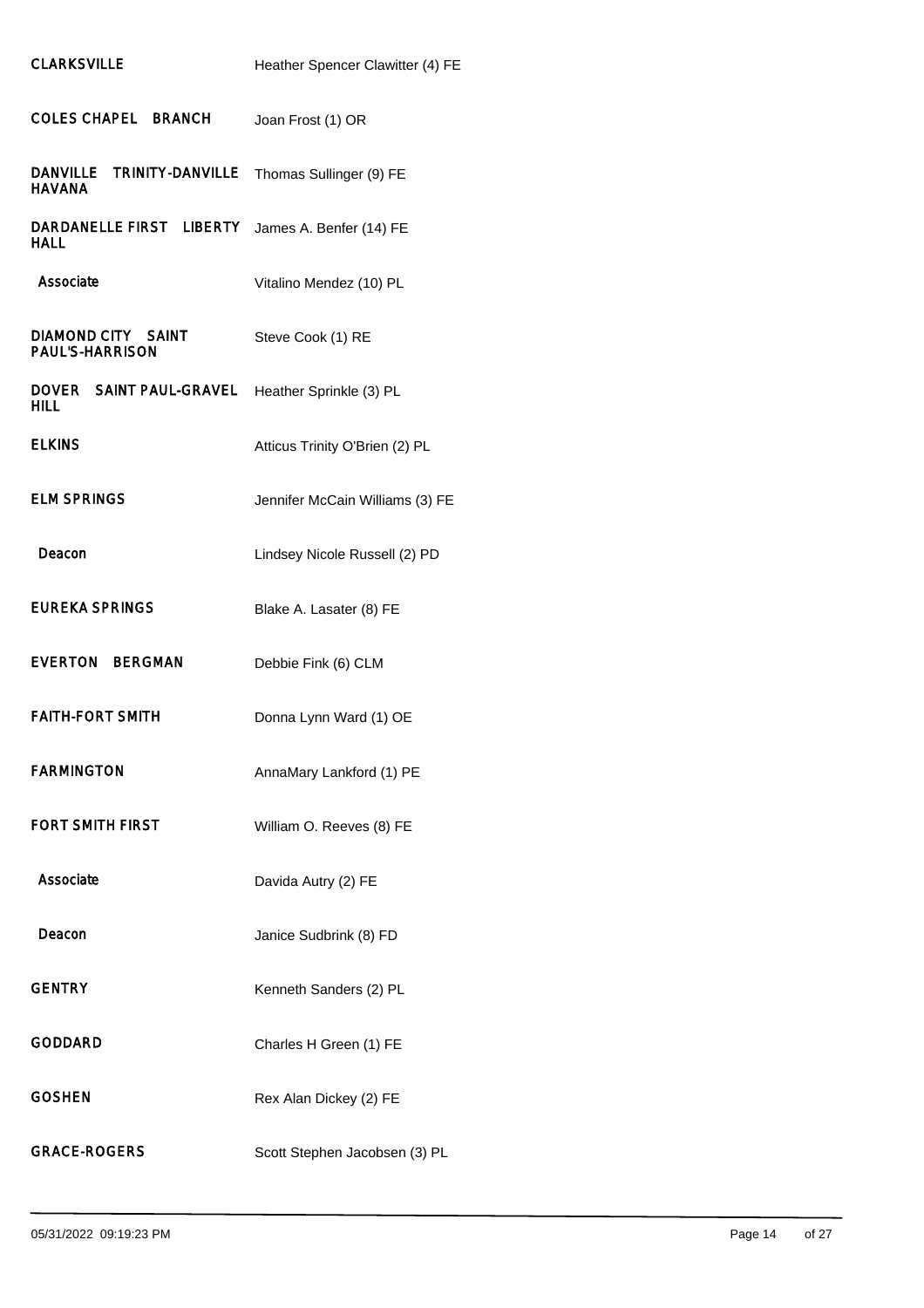| | |
|---|---|
| CLARKSVILLE | Heather Spencer Clawitter (4) FE |
| COLES CHAPEL BRANCH | Joan Frost (1) OR |
| DANVILLE TRINITY-DANVILLE HAVANA | Thomas Sullinger (9) FE |
| DARDANELLE FIRST LIBERTY HALL | James A. Benfer (14) FE |
| Associate | Vitalino Mendez (10) PL |
| DIAMOND CITY SAINT PAUL'S-HARRISON | Steve Cook (1) RE |
| DOVER SAINT PAUL-GRAVEL HILL | Heather Sprinkle (3) PL |
| ELKINS | Atticus Trinity O'Brien (2) PL |
| ELM SPRINGS | Jennifer McCain Williams (3) FE |
| Deacon | Lindsey Nicole Russell (2) PD |
| EUREKA SPRINGS | Blake A. Lasater (8) FE |
| EVERTON BERGMAN | Debbie Fink (6) CLM |
| FAITH-FORT SMITH | Donna Lynn Ward (1) OE |
| FARMINGTON | AnnaMary Lankford (1) PE |
| FORT SMITH FIRST | William O. Reeves (8) FE |
| Associate | Davida Autry (2) FE |
| Deacon | Janice Sudbrink (8) FD |
| GENTRY | Kenneth Sanders (2) PL |
| GODDARD | Charles H Green (1) FE |
| GOSHEN | Rex Alan Dickey (2) FE |
| GRACE-ROGERS | Scott Stephen Jacobsen (3) PL |

05/31/2022 09:19:23 PM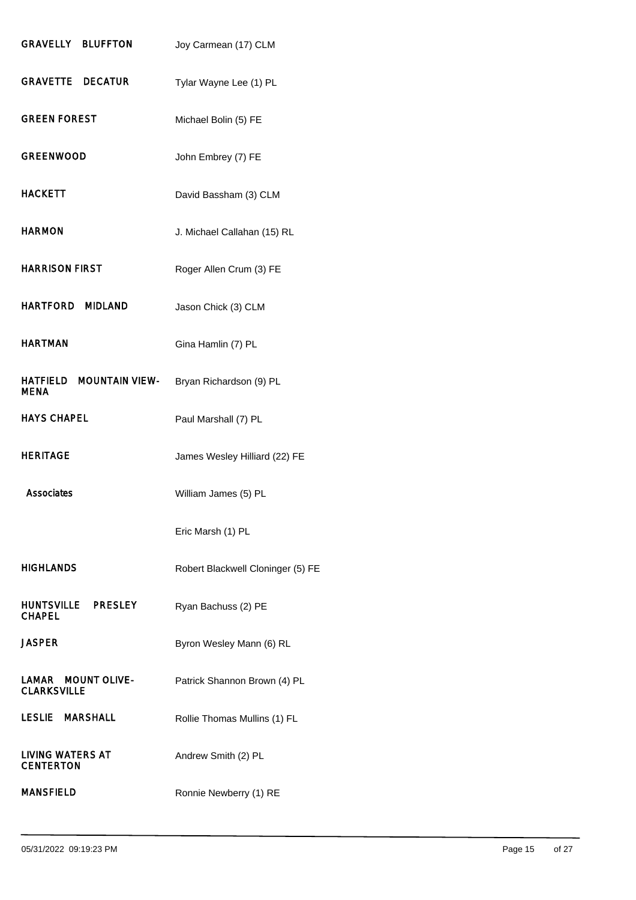| | |
|---|---|
| GRAVELLY BLUFFTON | Joy Carmean (17) CLM |
| GRAVETTE DECATUR | Tylar Wayne Lee (1) PL |
| GREEN FOREST | Michael Bolin (5) FE |
| GREENWOOD | John Embrey (7) FE |
| HACKETT | David Bassham (3) CLM |
| HARMON | J. Michael Callahan (15) RL |
| HARRISON FIRST | Roger Allen Crum (3) FE |
| HARTFORD MIDLAND | Jason Chick (3) CLM |
| HARTMAN | Gina Hamlin (7) PL |
| HATFIELD MOUNTAIN VIEW-MENA | Bryan Richardson (9) PL |
| HAYS CHAPEL | Paul Marshall (7) PL |
| HERITAGE | James Wesley Hilliard (22) FE |
| Associates | William James (5) PL |
| | Eric Marsh (1) PL |
| HIGHLANDS | Robert Blackwell Cloninger (5) FE |
| HUNTSVILLE PRESLEY CHAPEL | Ryan Bachuss (2) PE |
| JASPER | Byron Wesley Mann (6) RL |
| LAMAR MOUNT OLIVE-CLARKSVILLE | Patrick Shannon Brown (4) PL |
| LESLIE MARSHALL | Rollie Thomas Mullins (1) FL |
| LIVING WATERS AT CENTERTON | Andrew Smith (2) PL |
| MANSFIELD | Ronnie Newberry (1) RE |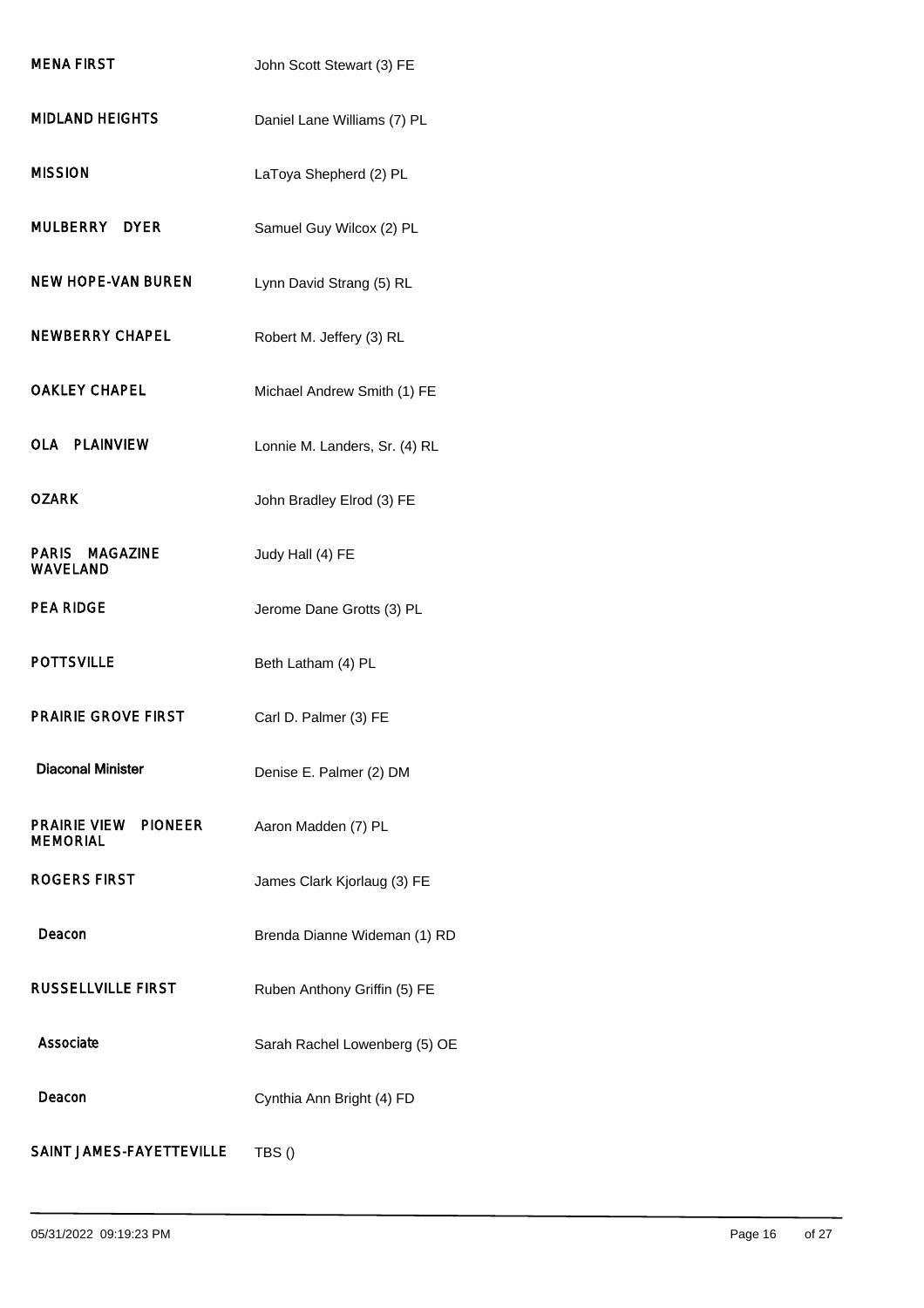| | |
|---|---|
| MENA FIRST | John Scott Stewart (3) FE |
| MIDLAND HEIGHTS | Daniel Lane Williams (7) PL |
| MISSION | LaToya Shepherd (2) PL |
| MULBERRY DYER | Samuel Guy Wilcox (2) PL |
| NEW HOPE-VAN BUREN | Lynn David Strang (5) RL |
| NEWBERRY CHAPEL | Robert M. Jeffery (3) RL |
| OAKLEY CHAPEL | Michael Andrew Smith (1) FE |
| OLA PLAINVIEW | Lonnie M. Landers, Sr. (4) RL |
| OZARK | John Bradley Elrod (3) FE |
| PARIS MAGAZINE WAVELAND | Judy Hall (4) FE |
| PEA RIDGE | Jerome Dane Grotts (3) PL |
| POTTSVILLE | Beth Latham (4) PL |
| PRAIRIE GROVE FIRST | Carl D. Palmer (3) FE |
| Diaconal Minister | Denise E. Palmer (2) DM |
| PRAIRIE VIEW PIONEER MEMORIAL | Aaron Madden (7) PL |
| ROGERS FIRST | James Clark Kjorlaug (3) FE |
| Deacon | Brenda Dianne Wideman (1) RD |
| RUSSELLVILLE FIRST | Ruben Anthony Griffin (5) FE |
| Associate | Sarah Rachel Lowenberg (5) OE |
| Deacon | Cynthia Ann Bright (4) FD |
| SAINT JAMES-FAYETTEVILLE | TBS () |

05/31/2022 09:19:23 PM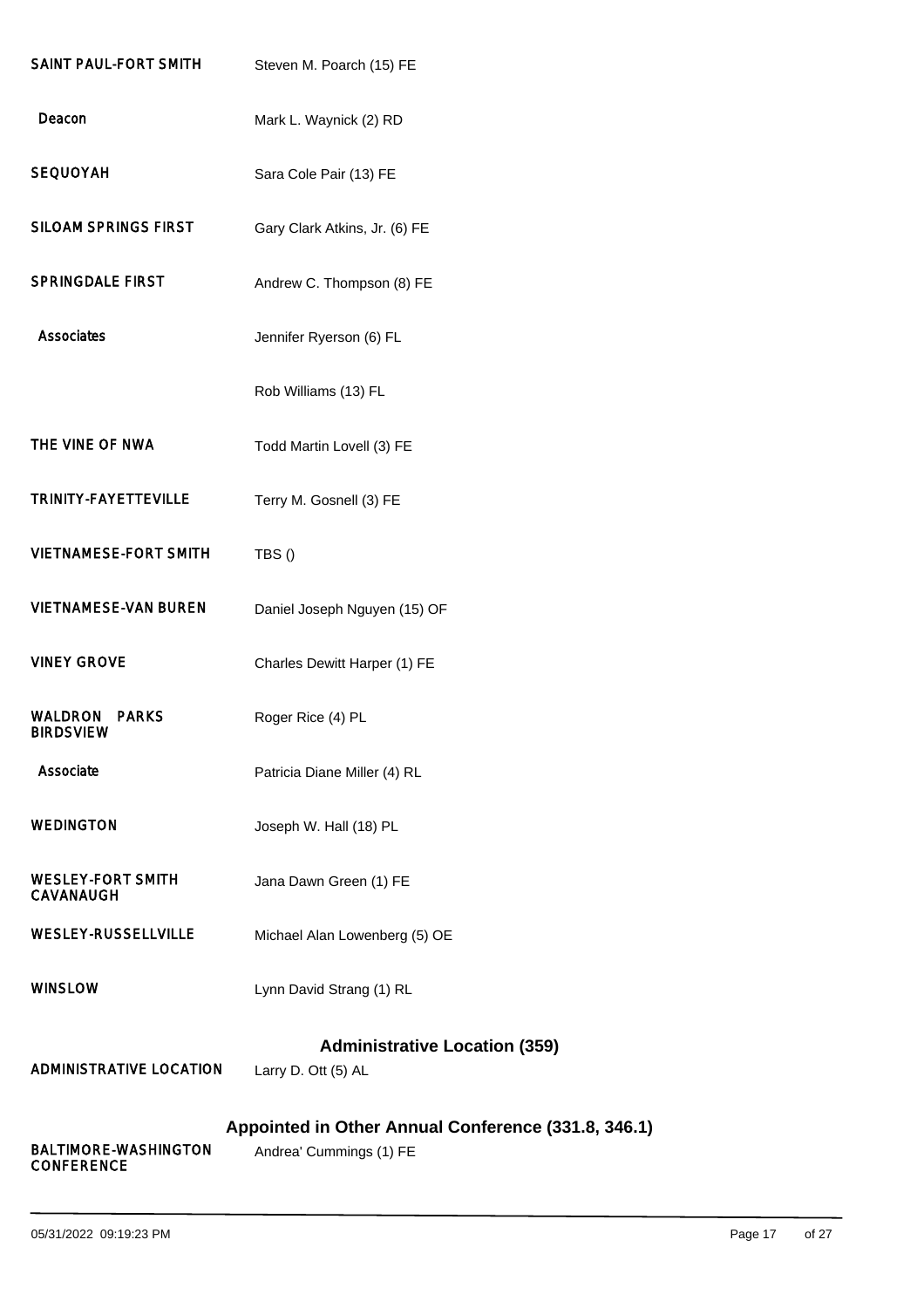| | |
|---|---|
| SAINT PAUL-FORT SMITH | Steven M. Poarch (15) FE |
| Deacon | Mark L. Waynick (2) RD |
| SEQUOYAH | Sara Cole Pair (13) FE |
| SILOAM SPRINGS FIRST | Gary Clark Atkins, Jr. (6) FE |
| SPRINGDALE FIRST | Andrew C. Thompson (8) FE |
| Associates | Jennifer Ryerson (6) FL |
| | Rob Williams (13) FL |
| THE VINE OF NWA | Todd Martin Lovell (3) FE |
| TRINITY-FAYETTEVILLE | Terry M. Gosnell (3) FE |
| VIETNAMESE-FORT SMITH | TBS () |
| VIETNAMESE-VAN BUREN | Daniel Joseph Nguyen (15) OF |
| VINEY GROVE | Charles Dewitt Harper (1) FE |
| WALDRON PARKS BIRDSVIEW | Roger Rice (4) PL |
| Associate | Patricia Diane Miller (4) RL |
| WEDINGTON | Joseph W. Hall (18) PL |
| WESLEY-FORT SMITH CAVANAUGH | Jana Dawn Green (1) FE |
| WESLEY-RUSSELLVILLE | Michael Alan Lowenberg (5) OE |
| WINSLOW | Lynn David Strang (1) RL |

## Administrative Location (359)

| | |
|---|---|
| ADMINISTRATIVE LOCATION | Larry D. Ott (5) AL |

## Appointed in Other Annual Conference (331.8, 346.1)

| | |
|---|---|
| BALTIMORE-WASHINGTON CONFERENCE | Andrea' Cummings (1) FE |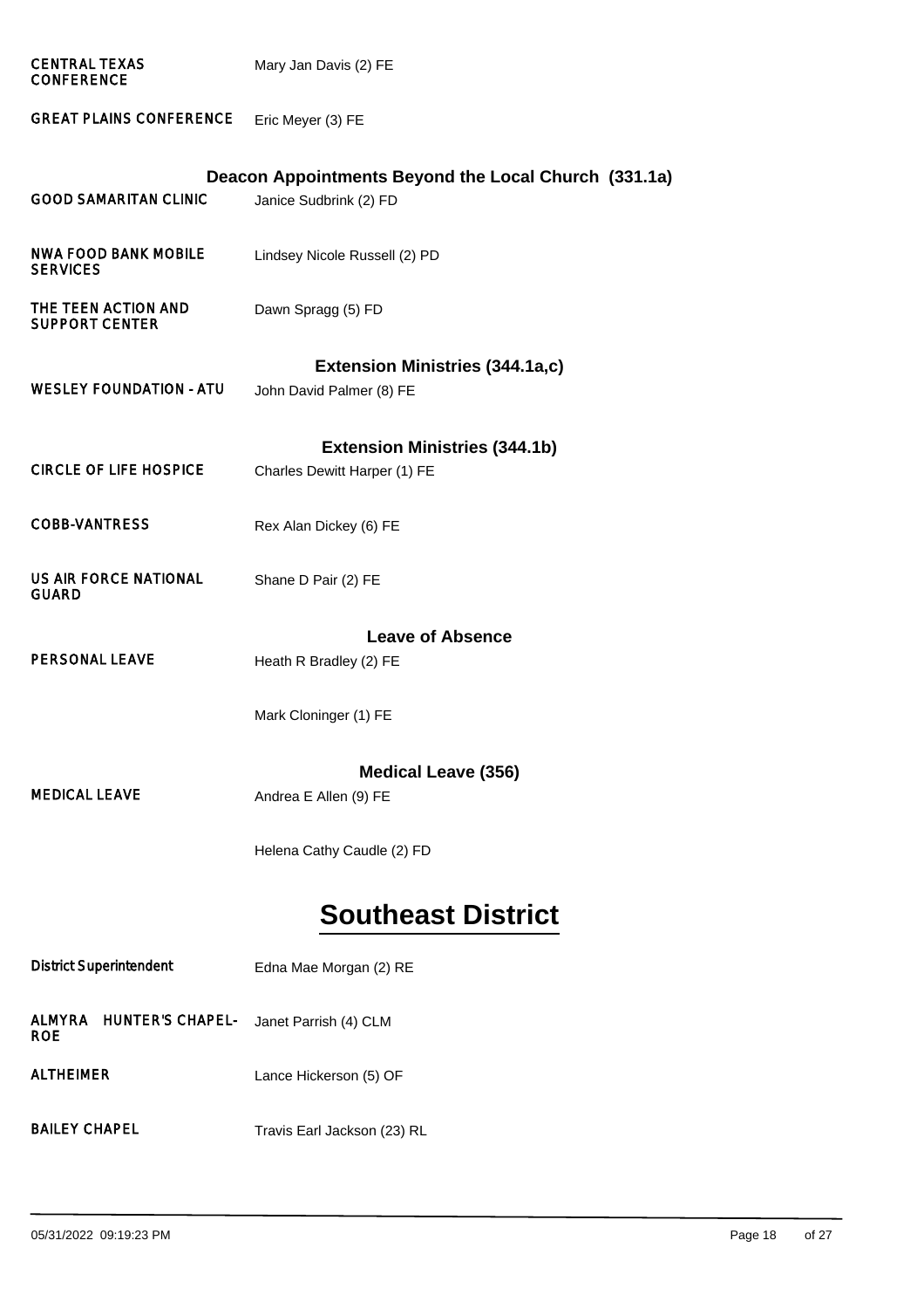| | |
|---|---|
| CENTRAL TEXAS CONFERENCE | Mary Jan Davis (2) FE |
| GREAT PLAINS CONFERENCE | Eric Meyer (3) FE |

### Deacon Appointments Beyond the Local Church (331.1a)

| | |
|---|---|
| GOOD SAMARITAN CLINIC | Janice Sudbrink (2) FD |
| NWA FOOD BANK MOBILE SERVICES | Lindsey Nicole Russell (2) PD |
| THE TEEN ACTION AND SUPPORT CENTER | Dawn Spragg (5) FD |

### Extension Ministries (344.1a,c)

| | |
|---|---|
| WESLEY FOUNDATION - ATU | John David Palmer (8) FE |

### Extension Ministries (344.1b)

| | |
|---|---|
| CIRCLE OF LIFE HOSPICE | Charles Dewitt Harper (1) FE |
| COBB-VANTRESS | Rex Alan Dickey (6) FE |
| US AIR FORCE NATIONAL GUARD | Shane D Pair (2) FE |

### Leave of Absence

| | |
|---|---|
| PERSONAL LEAVE | Heath R Bradley (2) FE |
| | Mark Cloninger (1) FE |

### Medical Leave (356)

| | |
|---|---|
| MEDICAL LEAVE | Andrea E Allen (9) FE |
| | Helena Cathy Caudle (2) FD |

## Southeast District

| | |
|---|---|
| District Superintendent | Edna Mae Morgan (2) RE |
| ALMYRA HUNTER'S CHAPEL-ROE | Janet Parrish (4) CLM |
| ALTHEIMER | Lance Hickerson (5) OF |
| BAILEY CHAPEL | Travis Earl Jackson (23) RL |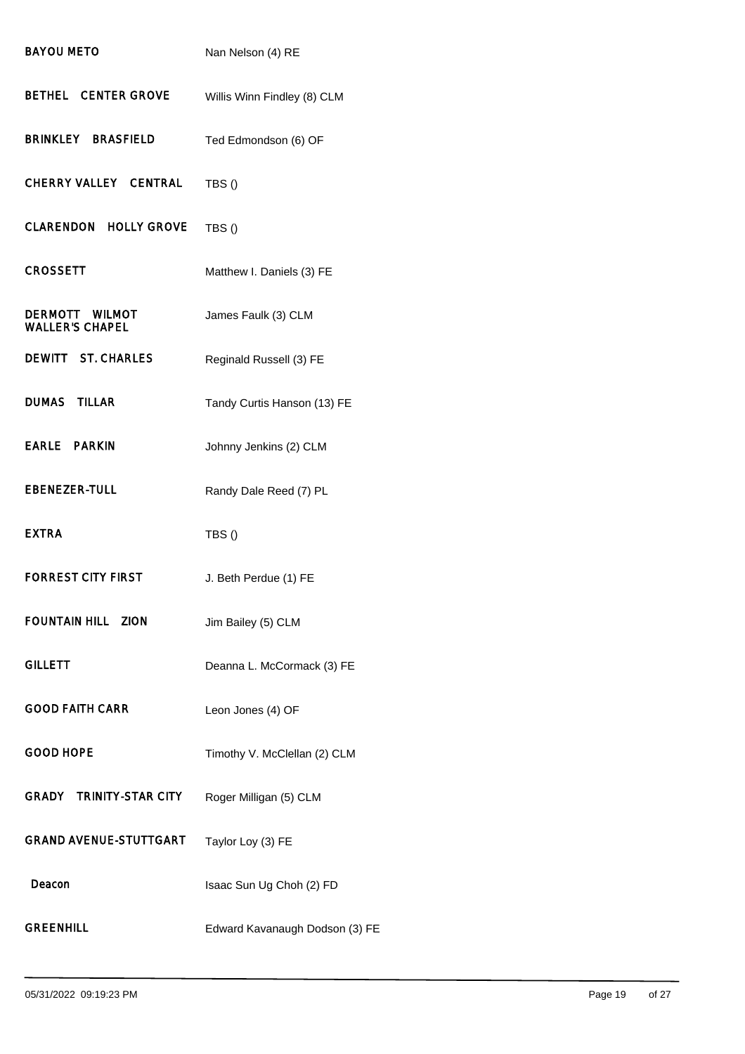| Charge | Appointment |
|---|---|
| BAYOU METO | Nan Nelson (4) RE |
| BETHEL CENTER GROVE | Willis Winn Findley (8) CLM |
| BRINKLEY BRASFIELD | Ted Edmondson (6) OF |
| CHERRY VALLEY CENTRAL | TBS () |
| CLARENDON HOLLY GROVE | TBS () |
| CROSSETT | Matthew I. Daniels (3) FE |
| DERMOTT WILMOT WALLER'S CHAPEL | James Faulk (3) CLM |
| DEWITT ST. CHARLES | Reginald Russell (3) FE |
| DUMAS TILLAR | Tandy Curtis Hanson (13) FE |
| EARLE PARKIN | Johnny Jenkins (2) CLM |
| EBENEZER-TULL | Randy Dale Reed (7) PL |
| EXTRA | TBS () |
| FORREST CITY FIRST | J. Beth Perdue (1) FE |
| FOUNTAIN HILL ZION | Jim Bailey (5) CLM |
| GILLETT | Deanna L. McCormack (3) FE |
| GOOD FAITH CARR | Leon Jones (4) OF |
| GOOD HOPE | Timothy V. McClellan (2) CLM |
| GRADY TRINITY-STAR CITY | Roger Milligan (5) CLM |
| GRAND AVENUE-STUTTGART | Taylor Loy (3) FE |
| Deacon | Isaac Sun Ug Choh (2) FD |
| GREENHILL | Edward Kavanaugh Dodson (3) FE |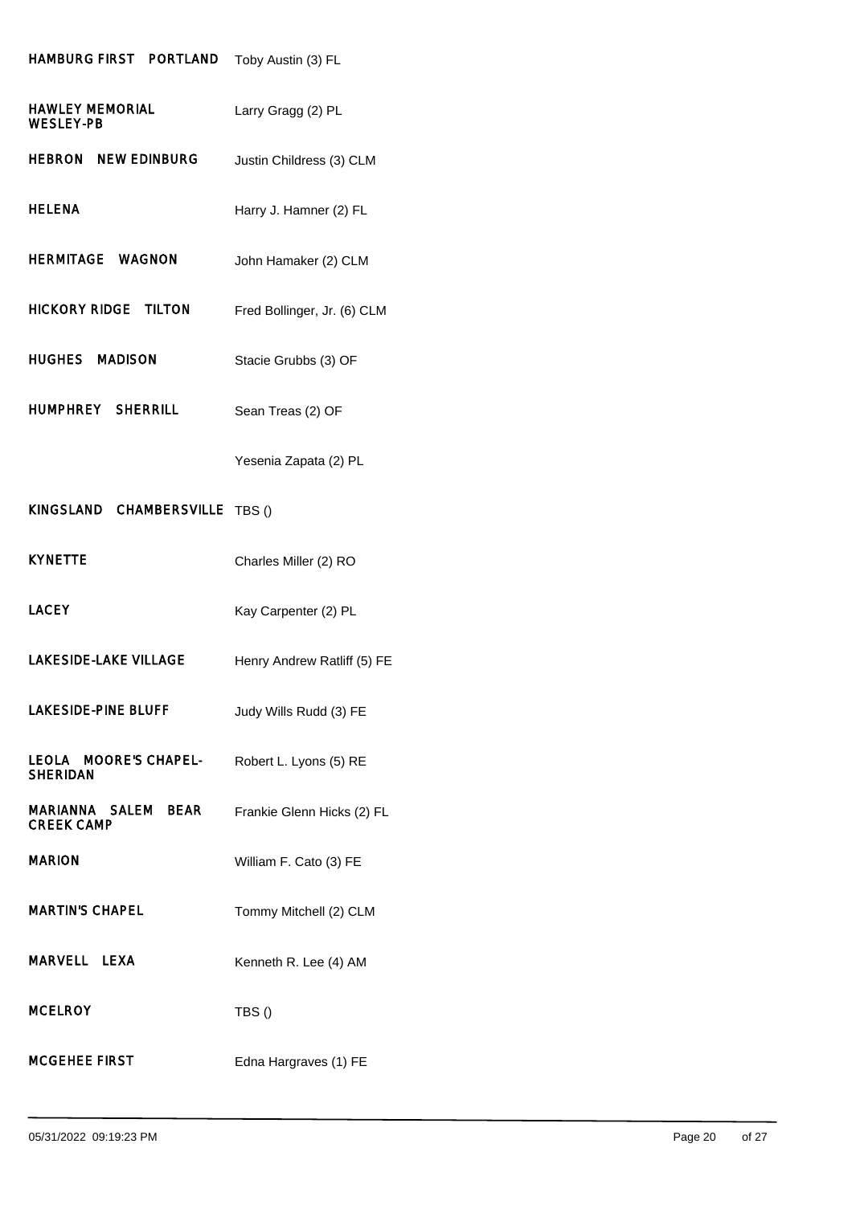| | |
|---|---|
| HAMBURG FIRST PORTLAND | Toby Austin (3) FL |
| HAWLEY MEMORIAL WESLEY-PB | Larry Gragg (2) PL |
| HEBRON NEW EDINBURG | Justin Childress (3) CLM |
| HELENA | Harry J. Hamner (2) FL |
| HERMITAGE WAGNON | John Hamaker (2) CLM |
| HICKORY RIDGE TILTON | Fred Bollinger, Jr. (6) CLM |
| HUGHES MADISON | Stacie Grubbs (3) OF |
| HUMPHREY SHERRILL | Sean Treas (2) OF |
| | Yesenia Zapata (2) PL |
| KINGSLAND CHAMBERSVILLE | TBS () |
| KYNETTE | Charles Miller (2) RO |
| LACEY | Kay Carpenter (2) PL |
| LAKESIDE-LAKE VILLAGE | Henry Andrew Ratliff (5) FE |
| LAKESIDE-PINE BLUFF | Judy Wills Rudd (3) FE |
| LEOLA MOORE'S CHAPEL-SHERIDAN | Robert L. Lyons (5) RE |
| MARIANNA SALEM BEAR CREEK CAMP | Frankie Glenn Hicks (2) FL |
| MARION | William F. Cato (3) FE |
| MARTIN'S CHAPEL | Tommy Mitchell (2) CLM |
| MARVELL LEXA | Kenneth R. Lee (4) AM |
| MCELROY | TBS () |
| MCGEHEE FIRST | Edna Hargraves (1) FE |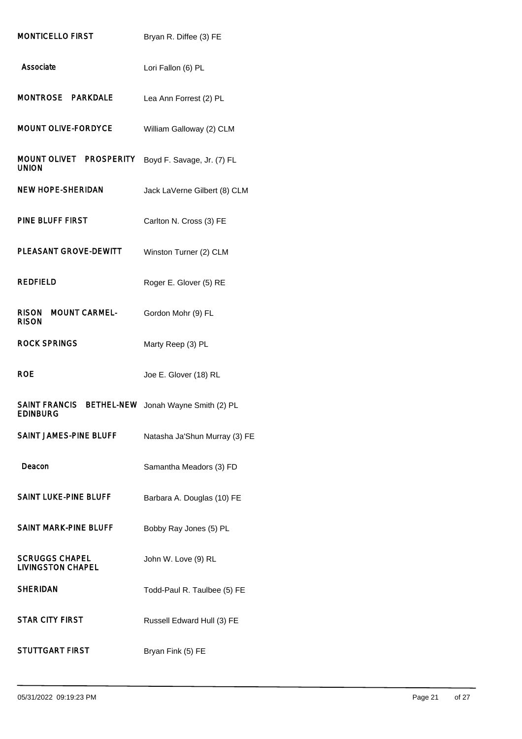| | |
|---|---|
| MONTICELLO FIRST | Bryan R. Diffee (3) FE |
| Associate | Lori Fallon (6) PL |
| MONTROSE PARKDALE | Lea Ann Forrest (2) PL |
| MOUNT OLIVE-FORDYCE | William Galloway (2) CLM |
| MOUNT OLIVET PROSPERITY UNION | Boyd F. Savage, Jr. (7) FL |
| NEW HOPE-SHERIDAN | Jack LaVerne Gilbert (8) CLM |
| PINE BLUFF FIRST | Carlton N. Cross (3) FE |
| PLEASANT GROVE-DEWITT | Winston Turner (2) CLM |
| REDFIELD | Roger E. Glover (5) RE |
| RISON MOUNT CARMEL-RISON | Gordon Mohr (9) FL |
| ROCK SPRINGS | Marty Reep (3) PL |
| ROE | Joe E. Glover (18) RL |
| SAINT FRANCIS BETHEL-NEW EDINBURG | Jonah Wayne Smith (2) PL |
| SAINT JAMES-PINE BLUFF | Natasha Ja'Shun Murray (3) FE |
| Deacon | Samantha Meadors (3) FD |
| SAINT LUKE-PINE BLUFF | Barbara A. Douglas (10) FE |
| SAINT MARK-PINE BLUFF | Bobby Ray Jones (5) PL |
| SCRUGGS CHAPEL LIVINGSTON CHAPEL | John W. Love (9) RL |
| SHERIDAN | Todd-Paul R. Taulbee (5) FE |
| STAR CITY FIRST | Russell Edward Hull (3) FE |
| STUTTGART FIRST | Bryan Fink (5) FE |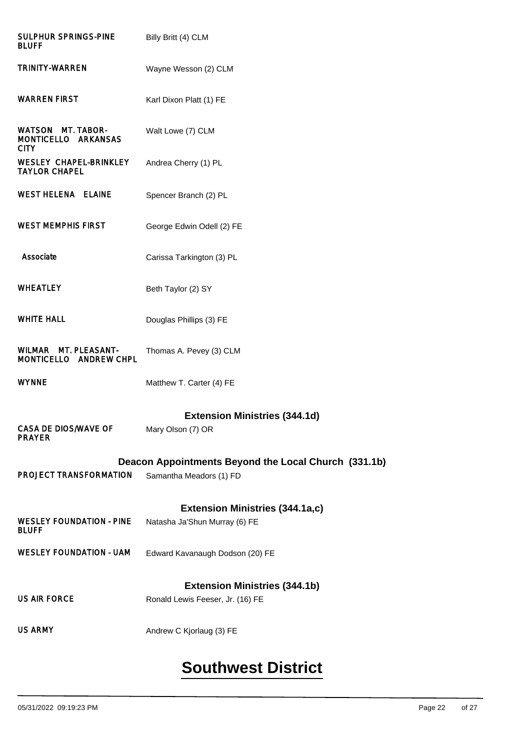| | |
|---|---|
| SULPHUR SPRINGS-PINE BLUFF | Billy Britt (4) CLM |
| TRINITY-WARREN | Wayne Wesson (2) CLM |
| WARREN FIRST | Karl Dixon Platt (1) FE |
| WATSON MT. TABOR-MONTICELLO ARKANSAS CITY | Walt Lowe (7) CLM |
| WESLEY CHAPEL-BRINKLEY TAYLOR CHAPEL | Andrea Cherry (1) PL |
| WEST HELENA ELAINE | Spencer Branch (2) PL |
| WEST MEMPHIS FIRST | George Edwin Odell (2) FE |
| Associate | Carissa Tarkington (3) PL |
| WHEATLEY | Beth Taylor (2) SY |
| WHITE HALL | Douglas Phillips (3) FE |
| WILMAR MT. PLEASANT-MONTICELLO ANDREW CHPL | Thomas A. Pevey (3) CLM |
| WYNNE | Matthew T. Carter (4) FE |

### Extension Ministries (344.1d)

| | |
|---|---|
| CASA DE DIOS/WAVE OF PRAYER | Mary Olson (7) OR |

### Deacon Appointments Beyond the Local Church (331.1b)

| | |
|---|---|
| PROJECT TRANSFORMATION | Samantha Meadors (1) FD |

### Extension Ministries (344.1a,c)

| | |
|---|---|
| WESLEY FOUNDATION - PINE BLUFF | Natasha Ja'Shun Murray (6) FE |
| WESLEY FOUNDATION - UAM | Edward Kavanaugh Dodson (20) FE |

### Extension Ministries (344.1b)

| | |
|---|---|
| US AIR FORCE | Ronald Lewis Feeser, Jr. (16) FE |
| US ARMY | Andrew C Kjorlaug (3) FE |

# Southwest District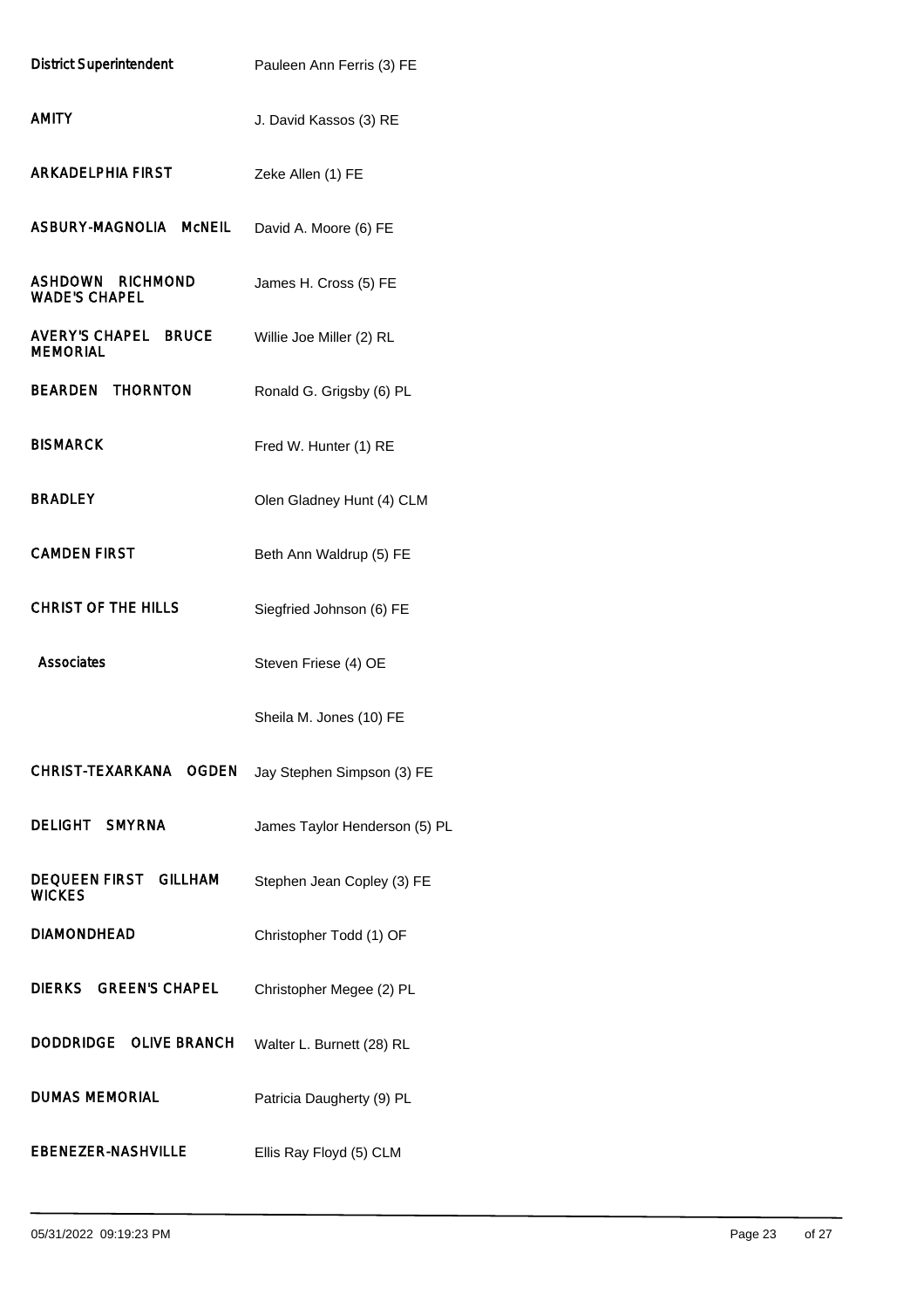| | |
|---|---|
| District Superintendent | Pauleen Ann Ferris (3) FE |
| AMITY | J. David Kassos (3) RE |
| ARKADELPHIA FIRST | Zeke Allen (1) FE |
| ASBURY-MAGNOLIA McNEIL | David A. Moore (6) FE |
| ASHDOWN RICHMOND WADE'S CHAPEL | James H. Cross (5) FE |
| AVERY'S CHAPEL BRUCE MEMORIAL | Willie Joe Miller (2) RL |
| BEARDEN THORNTON | Ronald G. Grigsby (6) PL |
| BISMARCK | Fred W. Hunter (1) RE |
| BRADLEY | Olen Gladney Hunt (4) CLM |
| CAMDEN FIRST | Beth Ann Waldrup (5) FE |
| CHRIST OF THE HILLS | Siegfried Johnson (6) FE |
| Associates | Steven Friese (4) OE |
| | Sheila M. Jones (10) FE |
| CHRIST-TEXARKANA OGDEN | Jay Stephen Simpson (3) FE |
| DELIGHT SMYRNA | James Taylor Henderson (5) PL |
| DEQUEEN FIRST GILLHAM WICKES | Stephen Jean Copley (3) FE |
| DIAMONDHEAD | Christopher Todd (1) OF |
| DIERKS GREEN'S CHAPEL | Christopher Megee (2) PL |
| DODDRIDGE OLIVE BRANCH | Walter L. Burnett (28) RL |
| DUMAS MEMORIAL | Patricia Daugherty (9) PL |
| EBENEZER-NASHVILLE | Ellis Ray Floyd (5) CLM |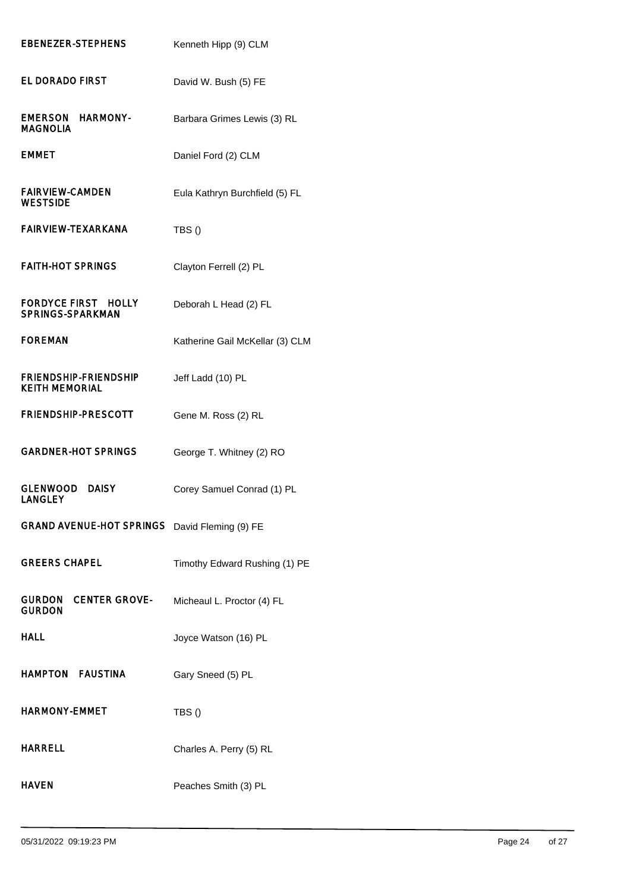| | |
|---|---|
| EBENEZER-STEPHENS | Kenneth Hipp (9) CLM |
| EL DORADO FIRST | David W. Bush (5) FE |
| EMERSON HARMONY-MAGNOLIA | Barbara Grimes Lewis (3) RL |
| EMMET | Daniel Ford (2) CLM |
| FAIRVIEW-CAMDEN WESTSIDE | Eula Kathryn Burchfield (5) FL |
| FAIRVIEW-TEXARKANA | TBS () |
| FAITH-HOT SPRINGS | Clayton Ferrell (2) PL |
| FORDYCE FIRST HOLLY SPRINGS-SPARKMAN | Deborah L Head (2) FL |
| FOREMAN | Katherine Gail McKellar (3) CLM |
| FRIENDSHIP-FRIENDSHIP KEITH MEMORIAL | Jeff Ladd (10) PL |
| FRIENDSHIP-PRESCOTT | Gene M. Ross (2) RL |
| GARDNER-HOT SPRINGS | George T. Whitney (2) RO |
| GLENWOOD DAISY LANGLEY | Corey Samuel Conrad (1) PL |
| GRAND AVENUE-HOT SPRINGS | David Fleming (9) FE |
| GREERS CHAPEL | Timothy Edward Rushing (1) PE |
| GURDON CENTER GROVE-GURDON | Micheaul L. Proctor (4) FL |
| HALL | Joyce Watson (16) PL |
| HAMPTON FAUSTINA | Gary Sneed (5) PL |
| HARMONY-EMMET | TBS () |
| HARRELL | Charles A. Perry (5) RL |
| HAVEN | Peaches Smith (3) PL |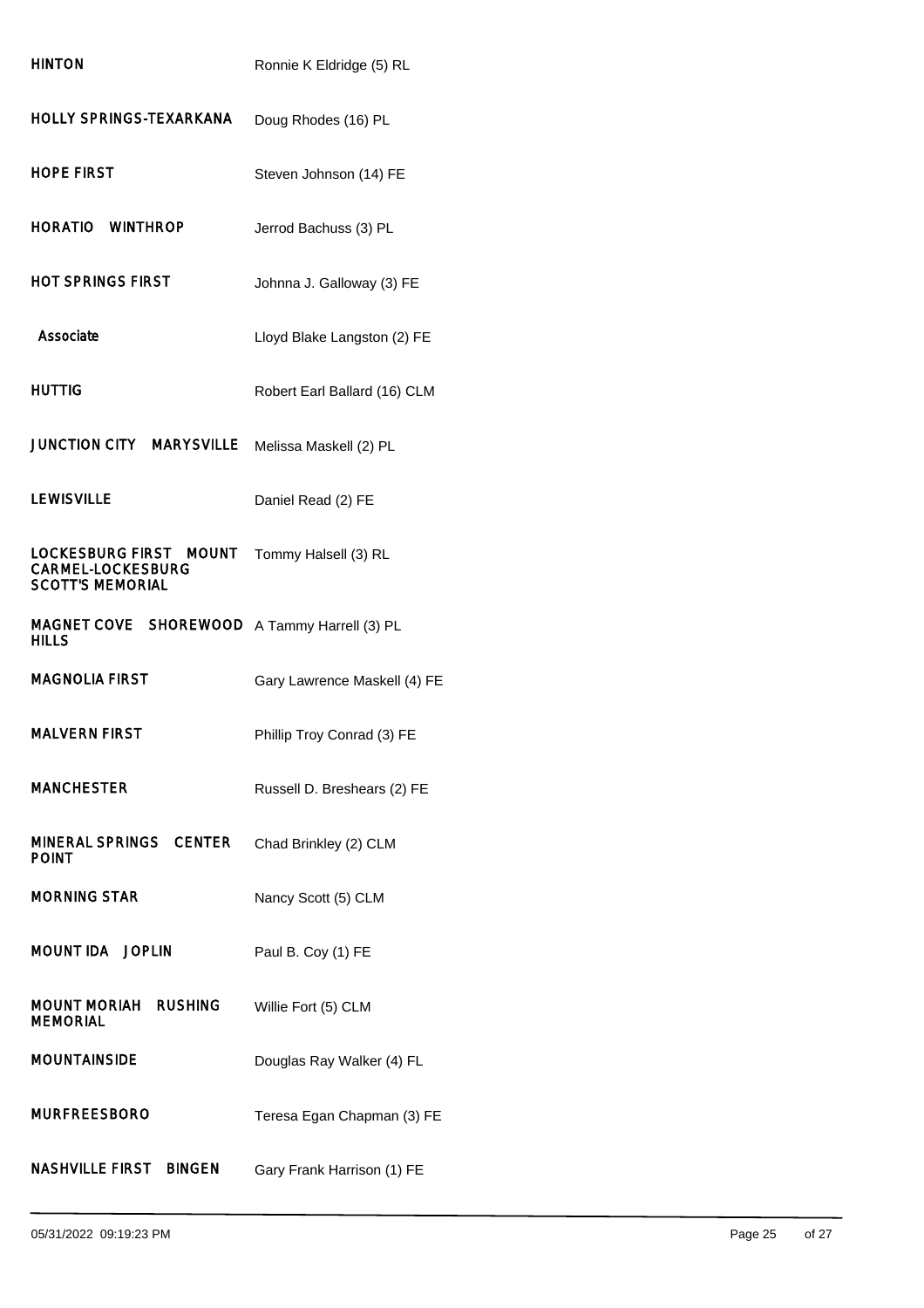| | |
|---|---|
| HINTON | Ronnie K Eldridge (5) RL |
| HOLLY SPRINGS-TEXARKANA | Doug Rhodes (16) PL |
| HOPE FIRST | Steven Johnson (14) FE |
| HORATIO WINTHROP | Jerrod Bachuss (3) PL |
| HOT SPRINGS FIRST | Johnna J. Galloway (3) FE |
| Associate | Lloyd Blake Langston (2) FE |
| HUTTIG | Robert Earl Ballard (16) CLM |
| JUNCTION CITY MARYSVILLE | Melissa Maskell (2) PL |
| LEWISVILLE | Daniel Read (2) FE |
| LOCKESBURG FIRST MOUNT CARMEL-LOCKESBURG SCOTT'S MEMORIAL | Tommy Halsell (3) RL |
| MAGNET COVE SHOREWOOD HILLS | A Tammy Harrell (3) PL |
| MAGNOLIA FIRST | Gary Lawrence Maskell (4) FE |
| MALVERN FIRST | Phillip Troy Conrad (3) FE |
| MANCHESTER | Russell D. Breshears (2) FE |
| MINERAL SPRINGS CENTER POINT | Chad Brinkley (2) CLM |
| MORNING STAR | Nancy Scott (5) CLM |
| MOUNT IDA JOPLIN | Paul B. Coy (1) FE |
| MOUNT MORIAH RUSHING MEMORIAL | Willie Fort (5) CLM |
| MOUNTAINSIDE | Douglas Ray Walker (4) FL |
| MURFREESBORO | Teresa Egan Chapman (3) FE |
| NASHVILLE FIRST BINGEN | Gary Frank Harrison (1) FE |

05/31/2022 09:19:23 PM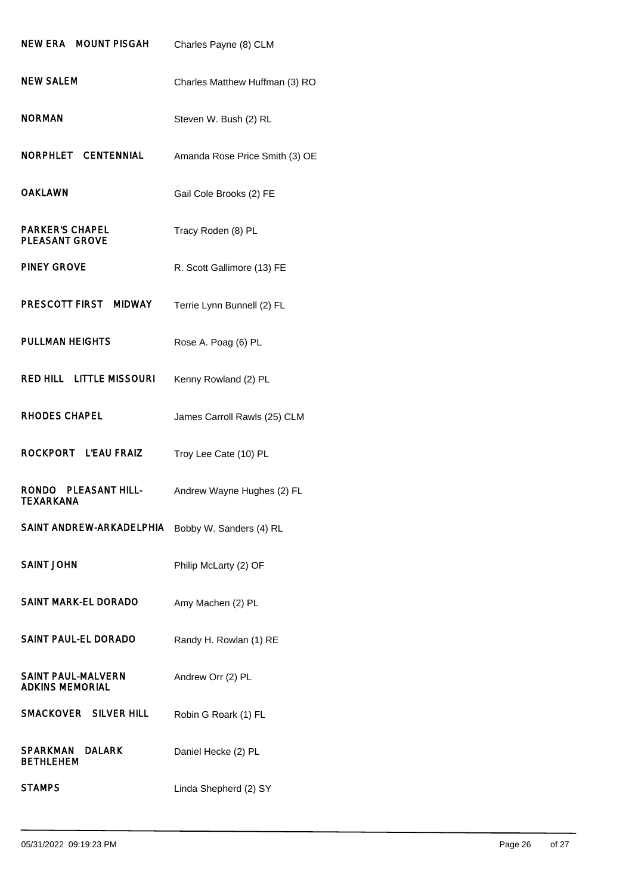| | |
|---|---|
| NEW ERA MOUNT PISGAH | Charles Payne (8) CLM |
| NEW SALEM | Charles Matthew Huffman (3) RO |
| NORMAN | Steven W. Bush (2) RL |
| NORPHLET CENTENNIAL | Amanda Rose Price Smith (3) OE |
| OAKLAWN | Gail Cole Brooks (2) FE |
| PARKER'S CHAPEL PLEASANT GROVE | Tracy Roden (8) PL |
| PINEY GROVE | R. Scott Gallimore (13) FE |
| PRESCOTT FIRST MIDWAY | Terrie Lynn Bunnell (2) FL |
| PULLMAN HEIGHTS | Rose A. Poag (6) PL |
| RED HILL LITTLE MISSOURI | Kenny Rowland (2) PL |
| RHODES CHAPEL | James Carroll Rawls (25) CLM |
| ROCKPORT L'EAU FRAIZ | Troy Lee Cate (10) PL |
| RONDO PLEASANT HILL-TEXARKANA | Andrew Wayne Hughes (2) FL |
| SAINT ANDREW-ARKADELPHIA | Bobby W. Sanders (4) RL |
| SAINT JOHN | Philip McLarty (2) OF |
| SAINT MARK-EL DORADO | Amy Machen (2) PL |
| SAINT PAUL-EL DORADO | Randy H. Rowlan (1) RE |
| SAINT PAUL-MALVERN ADKINS MEMORIAL | Andrew Orr (2) PL |
| SMACKOVER SILVER HILL | Robin G Roark (1) FL |
| SPARKMAN DALARK BETHLEHEM | Daniel Hecke (2) PL |
| STAMPS | Linda Shepherd (2) SY |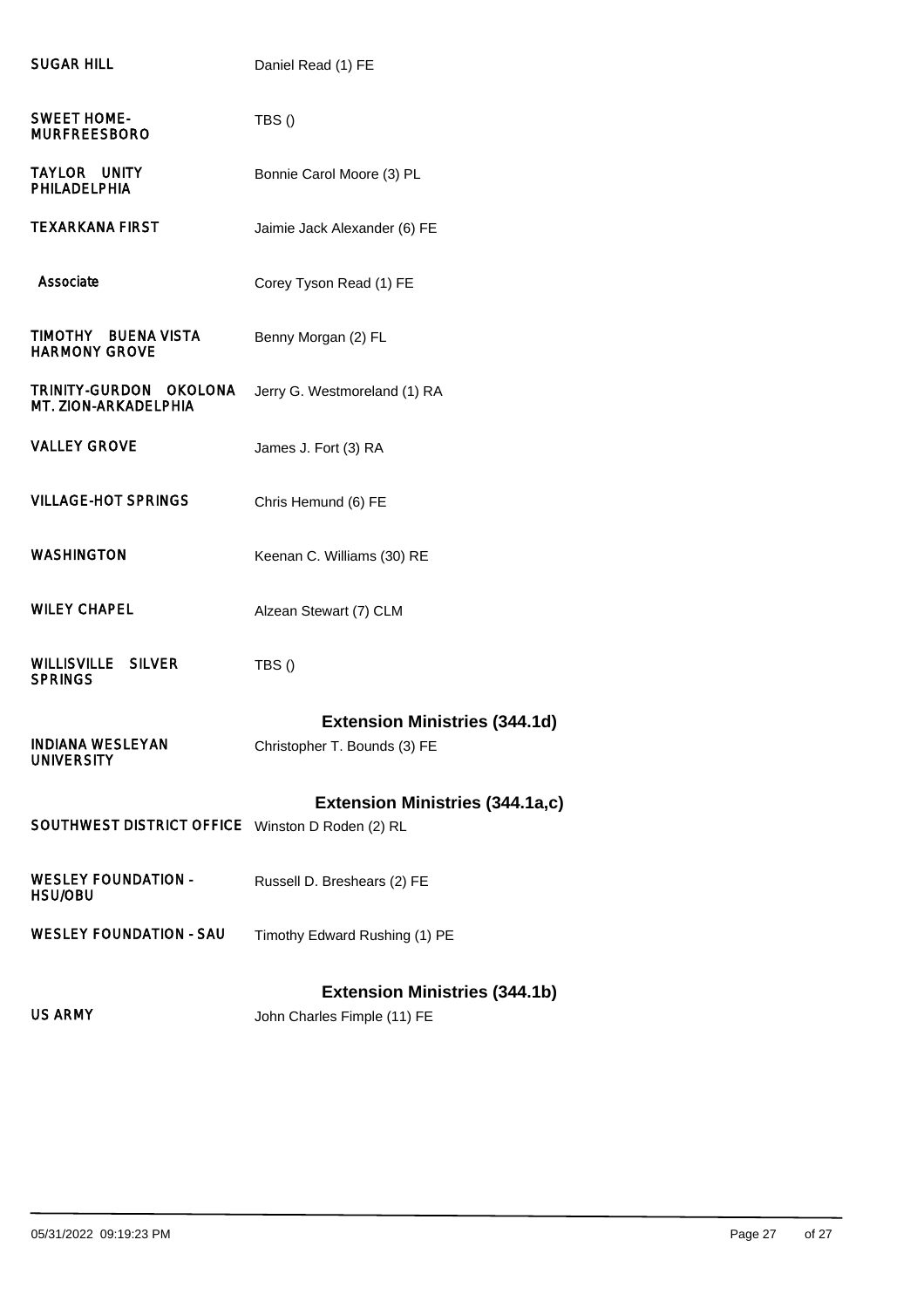| | |
|---|---|
| SUGAR HILL | Daniel Read (1) FE |
| SWEET HOME-MURFREESBORO | TBS () |
| TAYLOR UNITY PHILADELPHIA | Bonnie Carol Moore (3) PL |
| TEXARKANA FIRST | Jaimie Jack Alexander (6) FE |
| Associate | Corey Tyson Read (1) FE |
| TIMOTHY BUENA VISTA HARMONY GROVE | Benny Morgan (2) FL |
| TRINITY-GURDON OKOLONA MT. ZION-ARKADELPHIA | Jerry G. Westmoreland (1) RA |
| VALLEY GROVE | James J. Fort (3) RA |
| VILLAGE-HOT SPRINGS | Chris Hemund (6) FE |
| WASHINGTON | Keenan C. Williams (30) RE |
| WILEY CHAPEL | Alzean Stewart (7) CLM |
| WILLISVILLE SILVER SPRINGS | TBS () |

### Extension Ministries (344.1d)

| | |
|---|---|
| INDIANA WESLEYAN UNIVERSITY | Christopher T. Bounds (3) FE |

### Extension Ministries (344.1a,c)

| | |
|---|---|
| SOUTHWEST DISTRICT OFFICE | Winston D Roden (2) RL |
| WESLEY FOUNDATION - HSU/OBU | Russell D. Breshears (2) FE |
| WESLEY FOUNDATION - SAU | Timothy Edward Rushing (1) PE |

### Extension Ministries (344.1b)

| | |
|---|---|
| US ARMY | John Charles Fimple (11) FE |

05/31/2022 09:19:23 PM